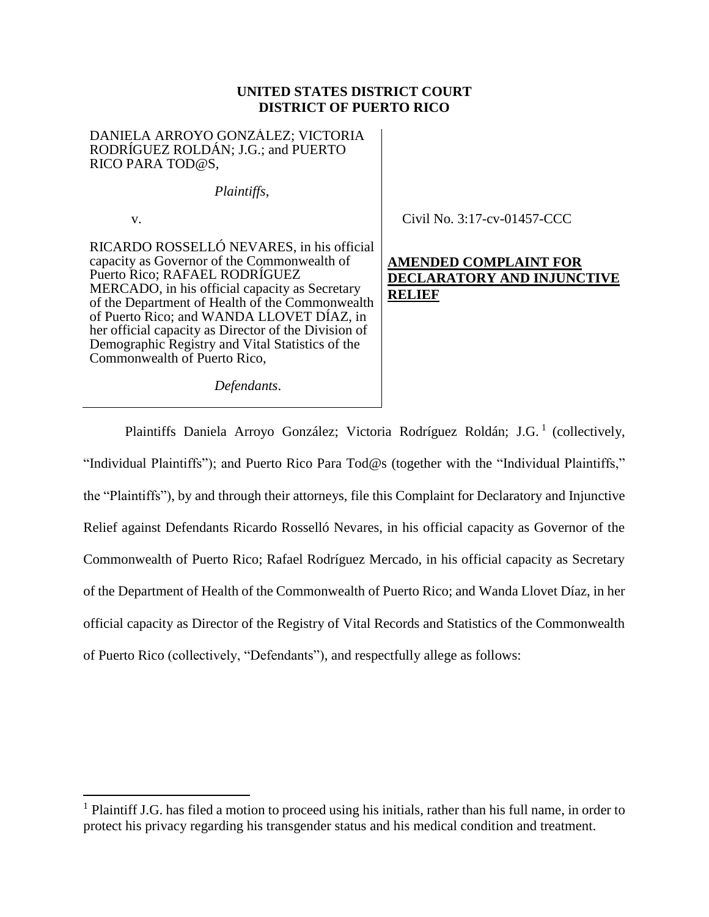**UNITED STATES DISTRICT COURT**
**DISTRICT OF PUERTO RICO**

| | |
|---|---|
| DANIELA ARROYO GONZÁLEZ; VICTORIA RODRÍGUEZ ROLDÁN; J.G.; and PUERTO RICO PARA TOD@S,<br><br>*Plaintiffs*,<br><br>v.<br><br>RICARDO ROSSELLÓ NEVARES, in his official capacity as Governor of the Commonwealth of Puerto Rico; RAFAEL RODRÍGUEZ MERCADO, in his official capacity as Secretary of the Department of Health of the Commonwealth of Puerto Rico; and WANDA LLOVET DÍAZ, in her official capacity as Director of the Division of Demographic Registry and Vital Statistics of the Commonwealth of Puerto Rico,<br><br>*Defendants*. | Civil No. 3:17-cv-01457-CCC<br><br>**AMENDED COMPLAINT FOR DECLARATORY AND INJUNCTIVE RELIEF** |

Plaintiffs Daniela Arroyo González; Victoria Rodríguez Roldán; J.G.[1] (collectively, "Individual Plaintiffs"); and Puerto Rico Para Tod@s (together with the "Individual Plaintiffs," the "Plaintiffs"), by and through their attorneys, file this Complaint for Declaratory and Injunctive Relief against Defendants Ricardo Rosselló Nevares, in his official capacity as Governor of the Commonwealth of Puerto Rico; Rafael Rodríguez Mercado, in his official capacity as Secretary of the Department of Health of the Commonwealth of Puerto Rico; and Wanda Llovet Díaz, in her official capacity as Director of the Registry of Vital Records and Statistics of the Commonwealth of Puerto Rico (collectively, "Defendants"), and respectfully allege as follows:

---

[1] Plaintiff J.G. has filed a motion to proceed using his initials, rather than his full name, in order to protect his privacy regarding his transgender status and his medical condition and treatment.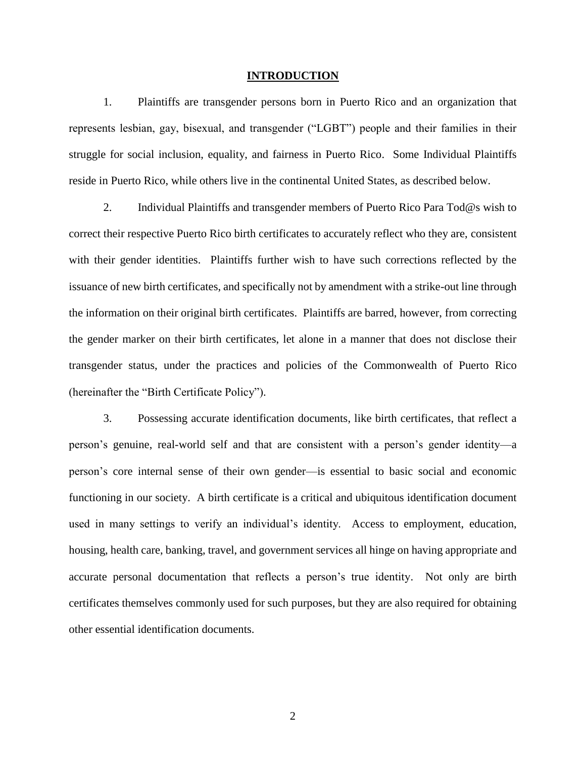## INTRODUCTION

1. Plaintiffs are transgender persons born in Puerto Rico and an organization that represents lesbian, gay, bisexual, and transgender ("LGBT") people and their families in their struggle for social inclusion, equality, and fairness in Puerto Rico. Some Individual Plaintiffs reside in Puerto Rico, while others live in the continental United States, as described below.

2. Individual Plaintiffs and transgender members of Puerto Rico Para Tod@s wish to correct their respective Puerto Rico birth certificates to accurately reflect who they are, consistent with their gender identities. Plaintiffs further wish to have such corrections reflected by the issuance of new birth certificates, and specifically not by amendment with a strike-out line through the information on their original birth certificates. Plaintiffs are barred, however, from correcting the gender marker on their birth certificates, let alone in a manner that does not disclose their transgender status, under the practices and policies of the Commonwealth of Puerto Rico (hereinafter the "Birth Certificate Policy").

3. Possessing accurate identification documents, like birth certificates, that reflect a person's genuine, real-world self and that are consistent with a person's gender identity—a person's core internal sense of their own gender—is essential to basic social and economic functioning in our society. A birth certificate is a critical and ubiquitous identification document used in many settings to verify an individual's identity. Access to employment, education, housing, health care, banking, travel, and government services all hinge on having appropriate and accurate personal documentation that reflects a person's true identity. Not only are birth certificates themselves commonly used for such purposes, but they are also required for obtaining other essential identification documents.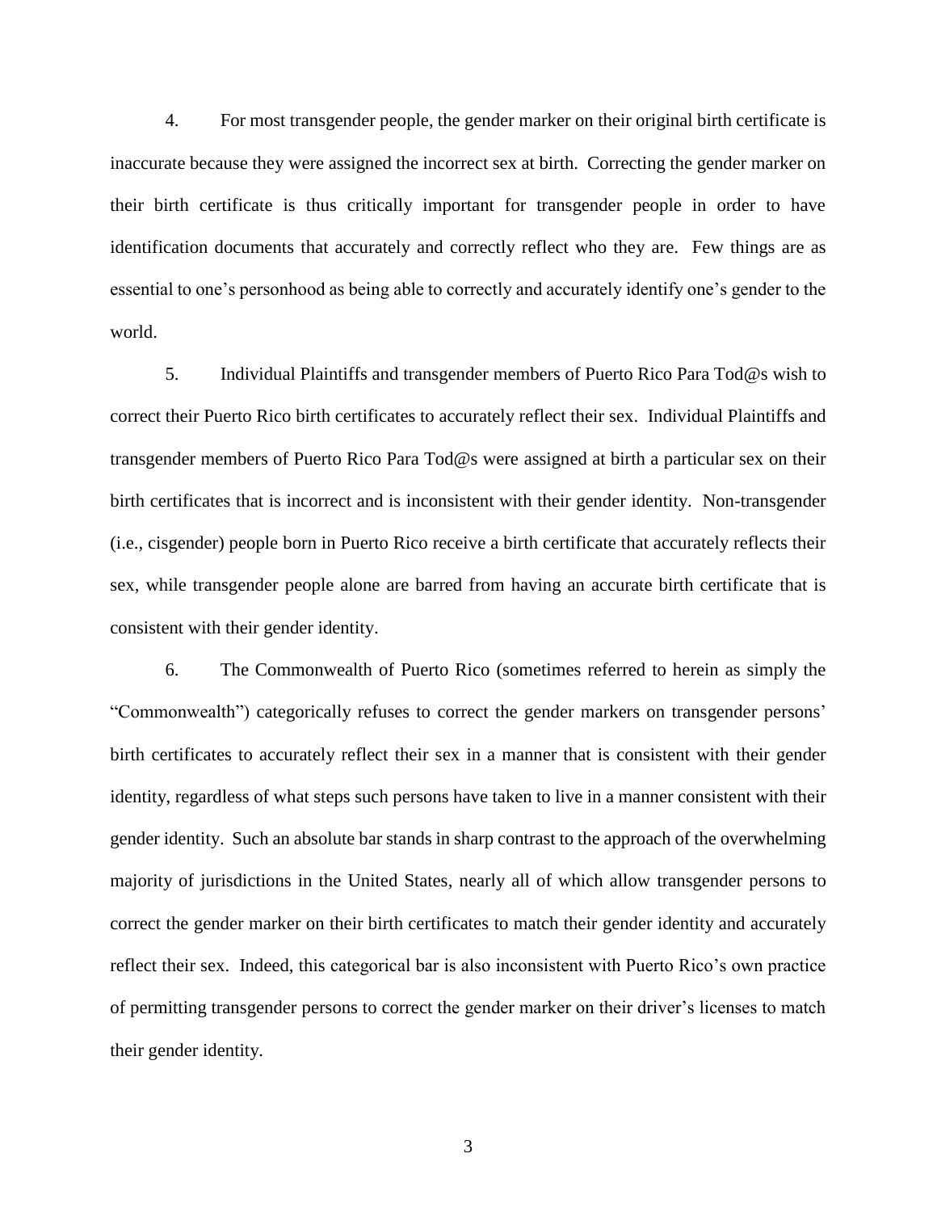4. For most transgender people, the gender marker on their original birth certificate is inaccurate because they were assigned the incorrect sex at birth. Correcting the gender marker on their birth certificate is thus critically important for transgender people in order to have identification documents that accurately and correctly reflect who they are. Few things are as essential to one's personhood as being able to correctly and accurately identify one's gender to the world.

5. Individual Plaintiffs and transgender members of Puerto Rico Para Tod@s wish to correct their Puerto Rico birth certificates to accurately reflect their sex. Individual Plaintiffs and transgender members of Puerto Rico Para Tod@s were assigned at birth a particular sex on their birth certificates that is incorrect and is inconsistent with their gender identity. Non-transgender (i.e., cisgender) people born in Puerto Rico receive a birth certificate that accurately reflects their sex, while transgender people alone are barred from having an accurate birth certificate that is consistent with their gender identity.

6. The Commonwealth of Puerto Rico (sometimes referred to herein as simply the "Commonwealth") categorically refuses to correct the gender markers on transgender persons' birth certificates to accurately reflect their sex in a manner that is consistent with their gender identity, regardless of what steps such persons have taken to live in a manner consistent with their gender identity. Such an absolute bar stands in sharp contrast to the approach of the overwhelming majority of jurisdictions in the United States, nearly all of which allow transgender persons to correct the gender marker on their birth certificates to match their gender identity and accurately reflect their sex. Indeed, this categorical bar is also inconsistent with Puerto Rico's own practice of permitting transgender persons to correct the gender marker on their driver's licenses to match their gender identity.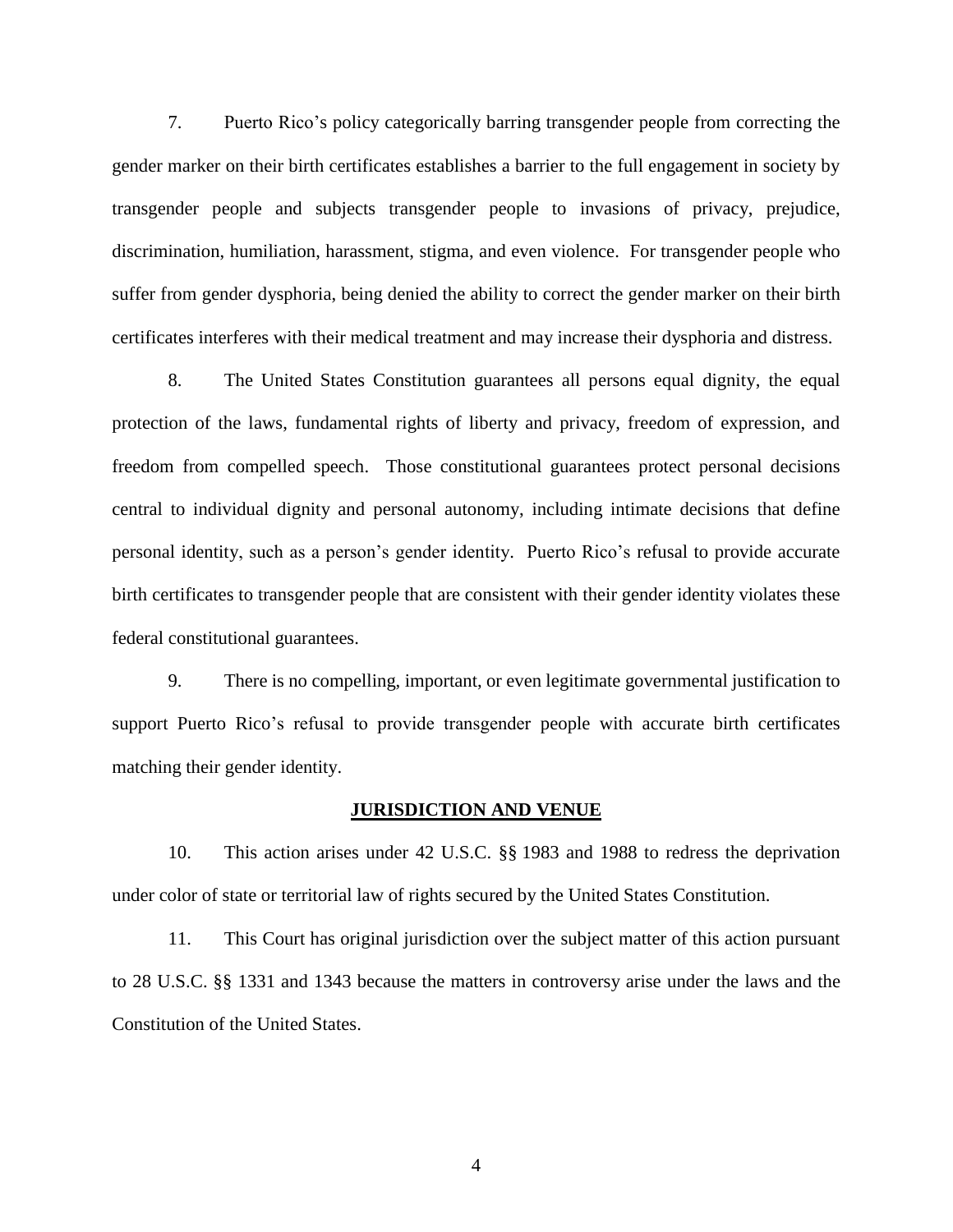7. Puerto Rico's policy categorically barring transgender people from correcting the gender marker on their birth certificates establishes a barrier to the full engagement in society by transgender people and subjects transgender people to invasions of privacy, prejudice, discrimination, humiliation, harassment, stigma, and even violence. For transgender people who suffer from gender dysphoria, being denied the ability to correct the gender marker on their birth certificates interferes with their medical treatment and may increase their dysphoria and distress.

8. The United States Constitution guarantees all persons equal dignity, the equal protection of the laws, fundamental rights of liberty and privacy, freedom of expression, and freedom from compelled speech. Those constitutional guarantees protect personal decisions central to individual dignity and personal autonomy, including intimate decisions that define personal identity, such as a person's gender identity. Puerto Rico's refusal to provide accurate birth certificates to transgender people that are consistent with their gender identity violates these federal constitutional guarantees.

9. There is no compelling, important, or even legitimate governmental justification to support Puerto Rico's refusal to provide transgender people with accurate birth certificates matching their gender identity.

## **JURISDICTION AND VENUE**

10. This action arises under 42 U.S.C. §§ 1983 and 1988 to redress the deprivation under color of state or territorial law of rights secured by the United States Constitution.

11. This Court has original jurisdiction over the subject matter of this action pursuant to 28 U.S.C. §§ 1331 and 1343 because the matters in controversy arise under the laws and the Constitution of the United States.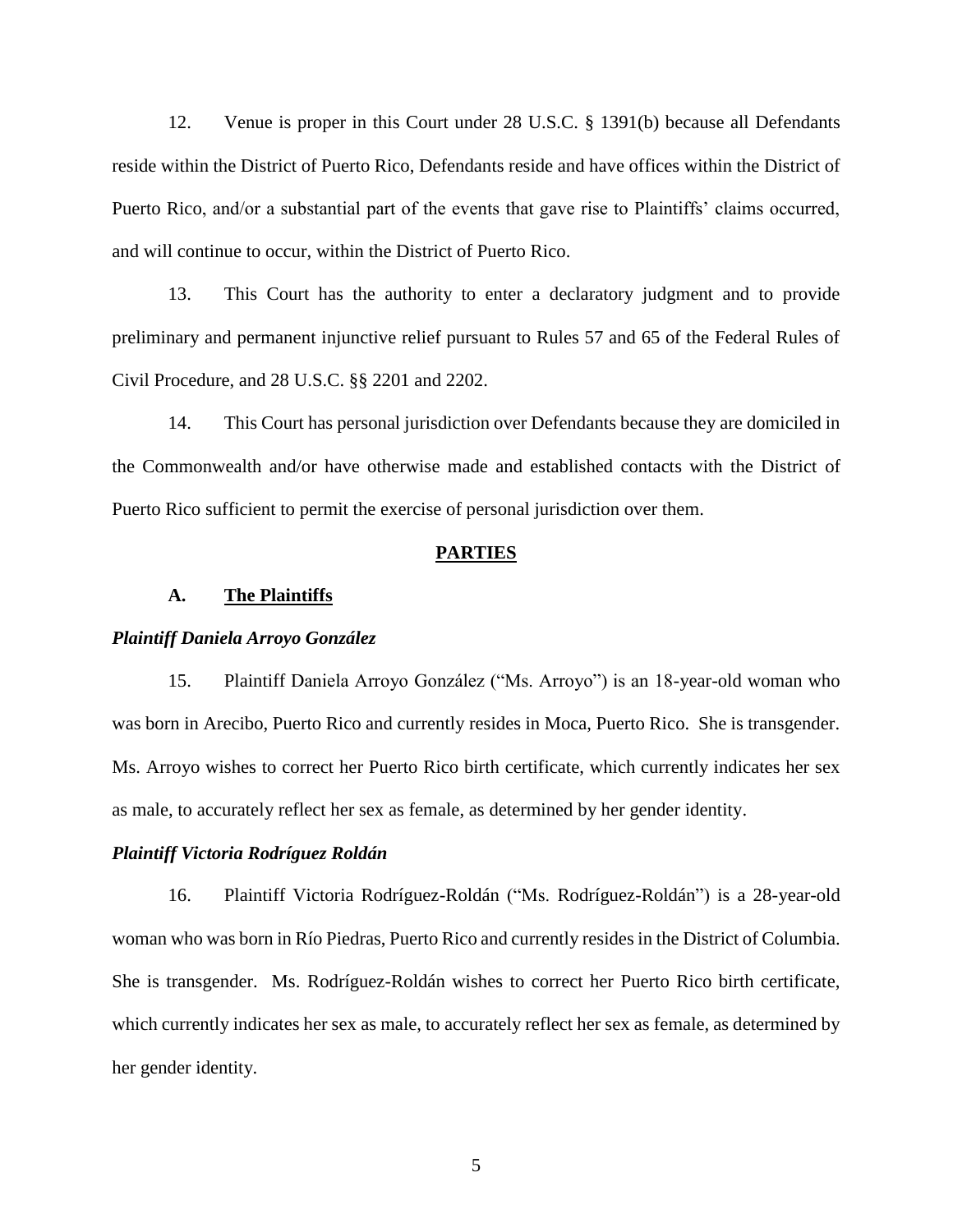12. Venue is proper in this Court under 28 U.S.C. § 1391(b) because all Defendants reside within the District of Puerto Rico, Defendants reside and have offices within the District of Puerto Rico, and/or a substantial part of the events that gave rise to Plaintiffs' claims occurred, and will continue to occur, within the District of Puerto Rico.

13. This Court has the authority to enter a declaratory judgment and to provide preliminary and permanent injunctive relief pursuant to Rules 57 and 65 of the Federal Rules of Civil Procedure, and 28 U.S.C. §§ 2201 and 2202.

14. This Court has personal jurisdiction over Defendants because they are domiciled in the Commonwealth and/or have otherwise made and established contacts with the District of Puerto Rico sufficient to permit the exercise of personal jurisdiction over them.

## PARTIES

### A. The Plaintiffs

***Plaintiff Daniela Arroyo González***

15. Plaintiff Daniela Arroyo González ("Ms. Arroyo") is an 18-year-old woman who was born in Arecibo, Puerto Rico and currently resides in Moca, Puerto Rico. She is transgender. Ms. Arroyo wishes to correct her Puerto Rico birth certificate, which currently indicates her sex as male, to accurately reflect her sex as female, as determined by her gender identity.

***Plaintiff Victoria Rodríguez Roldán***

16. Plaintiff Victoria Rodríguez-Roldán ("Ms. Rodríguez-Roldán") is a 28-year-old woman who was born in Río Piedras, Puerto Rico and currently resides in the District of Columbia. She is transgender. Ms. Rodríguez-Roldán wishes to correct her Puerto Rico birth certificate, which currently indicates her sex as male, to accurately reflect her sex as female, as determined by her gender identity.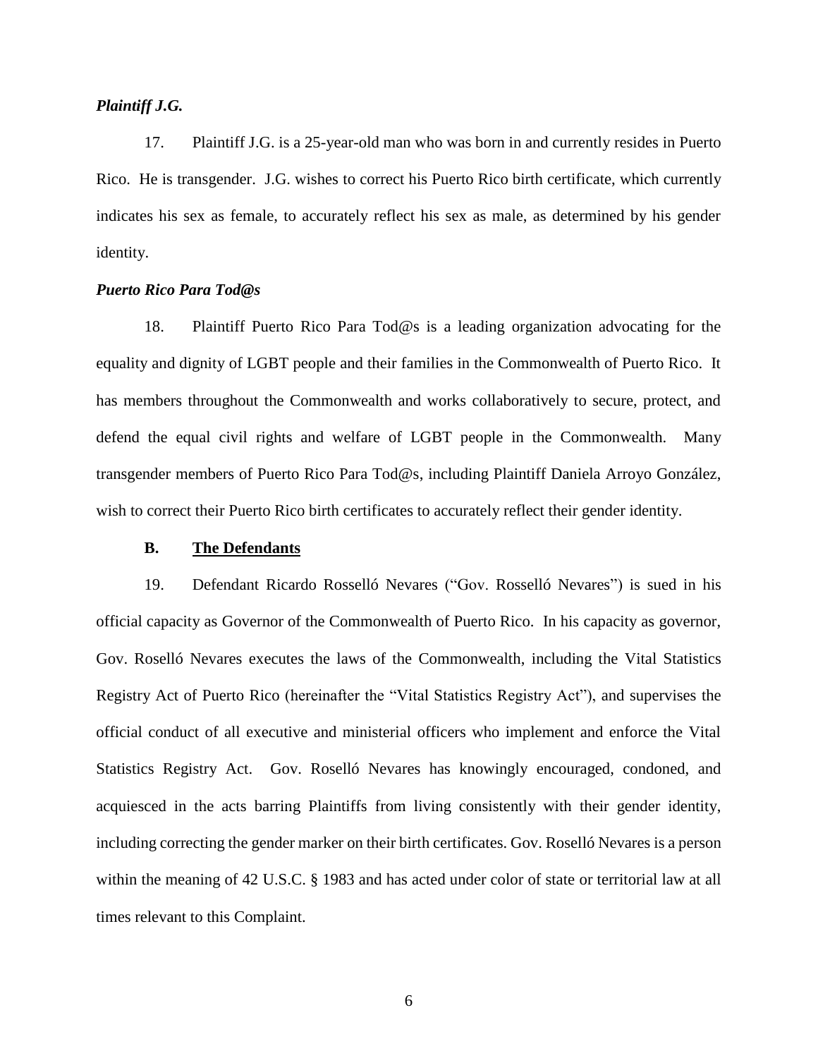***Plaintiff J.G.***

17. Plaintiff J.G. is a 25-year-old man who was born in and currently resides in Puerto Rico. He is transgender. J.G. wishes to correct his Puerto Rico birth certificate, which currently indicates his sex as female, to accurately reflect his sex as male, as determined by his gender identity.

***Puerto Rico Para Tod@s***

18. Plaintiff Puerto Rico Para Tod@s is a leading organization advocating for the equality and dignity of LGBT people and their families in the Commonwealth of Puerto Rico. It has members throughout the Commonwealth and works collaboratively to secure, protect, and defend the equal civil rights and welfare of LGBT people in the Commonwealth. Many transgender members of Puerto Rico Para Tod@s, including Plaintiff Daniela Arroyo González, wish to correct their Puerto Rico birth certificates to accurately reflect their gender identity.

**B. <u>The Defendants</u>**

19. Defendant Ricardo Rosselló Nevares ("Gov. Rosselló Nevares") is sued in his official capacity as Governor of the Commonwealth of Puerto Rico. In his capacity as governor, Gov. Roselló Nevares executes the laws of the Commonwealth, including the Vital Statistics Registry Act of Puerto Rico (hereinafter the "Vital Statistics Registry Act"), and supervises the official conduct of all executive and ministerial officers who implement and enforce the Vital Statistics Registry Act. Gov. Roselló Nevares has knowingly encouraged, condoned, and acquiesced in the acts barring Plaintiffs from living consistently with their gender identity, including correcting the gender marker on their birth certificates. Gov. Roselló Nevares is a person within the meaning of 42 U.S.C. § 1983 and has acted under color of state or territorial law at all times relevant to this Complaint.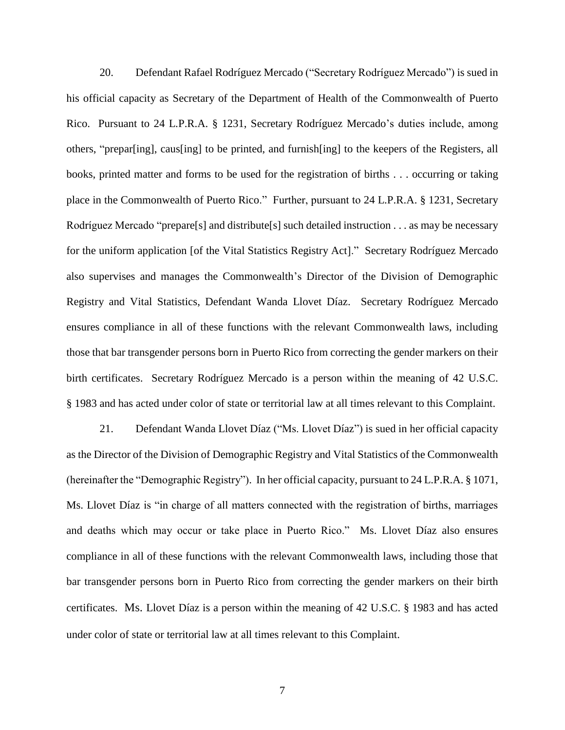20. Defendant Rafael Rodríguez Mercado ("Secretary Rodríguez Mercado") is sued in his official capacity as Secretary of the Department of Health of the Commonwealth of Puerto Rico. Pursuant to 24 L.P.R.A. § 1231, Secretary Rodríguez Mercado's duties include, among others, "prepar[ing], caus[ing] to be printed, and furnish[ing] to the keepers of the Registers, all books, printed matter and forms to be used for the registration of births . . . occurring or taking place in the Commonwealth of Puerto Rico." Further, pursuant to 24 L.P.R.A. § 1231, Secretary Rodríguez Mercado "prepare[s] and distribute[s] such detailed instruction . . . as may be necessary for the uniform application [of the Vital Statistics Registry Act]." Secretary Rodríguez Mercado also supervises and manages the Commonwealth's Director of the Division of Demographic Registry and Vital Statistics, Defendant Wanda Llovet Díaz. Secretary Rodríguez Mercado ensures compliance in all of these functions with the relevant Commonwealth laws, including those that bar transgender persons born in Puerto Rico from correcting the gender markers on their birth certificates. Secretary Rodríguez Mercado is a person within the meaning of 42 U.S.C. § 1983 and has acted under color of state or territorial law at all times relevant to this Complaint.

21. Defendant Wanda Llovet Díaz ("Ms. Llovet Díaz") is sued in her official capacity as the Director of the Division of Demographic Registry and Vital Statistics of the Commonwealth (hereinafter the "Demographic Registry"). In her official capacity, pursuant to 24 L.P.R.A. § 1071, Ms. Llovet Díaz is "in charge of all matters connected with the registration of births, marriages and deaths which may occur or take place in Puerto Rico." Ms. Llovet Díaz also ensures compliance in all of these functions with the relevant Commonwealth laws, including those that bar transgender persons born in Puerto Rico from correcting the gender markers on their birth certificates. Ms. Llovet Díaz is a person within the meaning of 42 U.S.C. § 1983 and has acted under color of state or territorial law at all times relevant to this Complaint.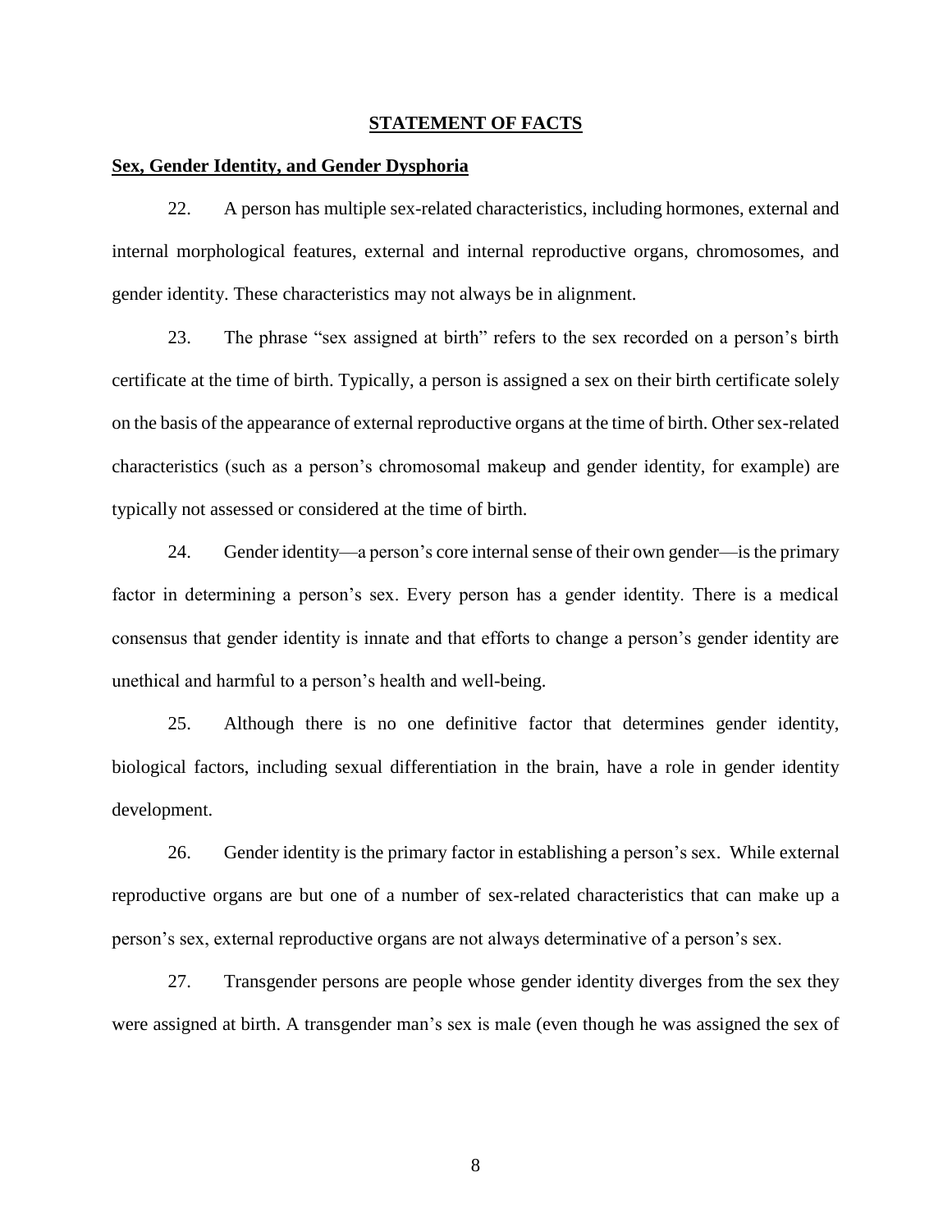## STATEMENT OF FACTS

### Sex, Gender Identity, and Gender Dysphoria

22. A person has multiple sex-related characteristics, including hormones, external and internal morphological features, external and internal reproductive organs, chromosomes, and gender identity. These characteristics may not always be in alignment.

23. The phrase "sex assigned at birth" refers to the sex recorded on a person's birth certificate at the time of birth. Typically, a person is assigned a sex on their birth certificate solely on the basis of the appearance of external reproductive organs at the time of birth. Other sex-related characteristics (such as a person's chromosomal makeup and gender identity, for example) are typically not assessed or considered at the time of birth.

24. Gender identity—a person's core internal sense of their own gender—is the primary factor in determining a person's sex. Every person has a gender identity. There is a medical consensus that gender identity is innate and that efforts to change a person's gender identity are unethical and harmful to a person's health and well-being.

25. Although there is no one definitive factor that determines gender identity, biological factors, including sexual differentiation in the brain, have a role in gender identity development.

26. Gender identity is the primary factor in establishing a person's sex. While external reproductive organs are but one of a number of sex-related characteristics that can make up a person's sex, external reproductive organs are not always determinative of a person's sex.

27. Transgender persons are people whose gender identity diverges from the sex they were assigned at birth. A transgender man's sex is male (even though he was assigned the sex of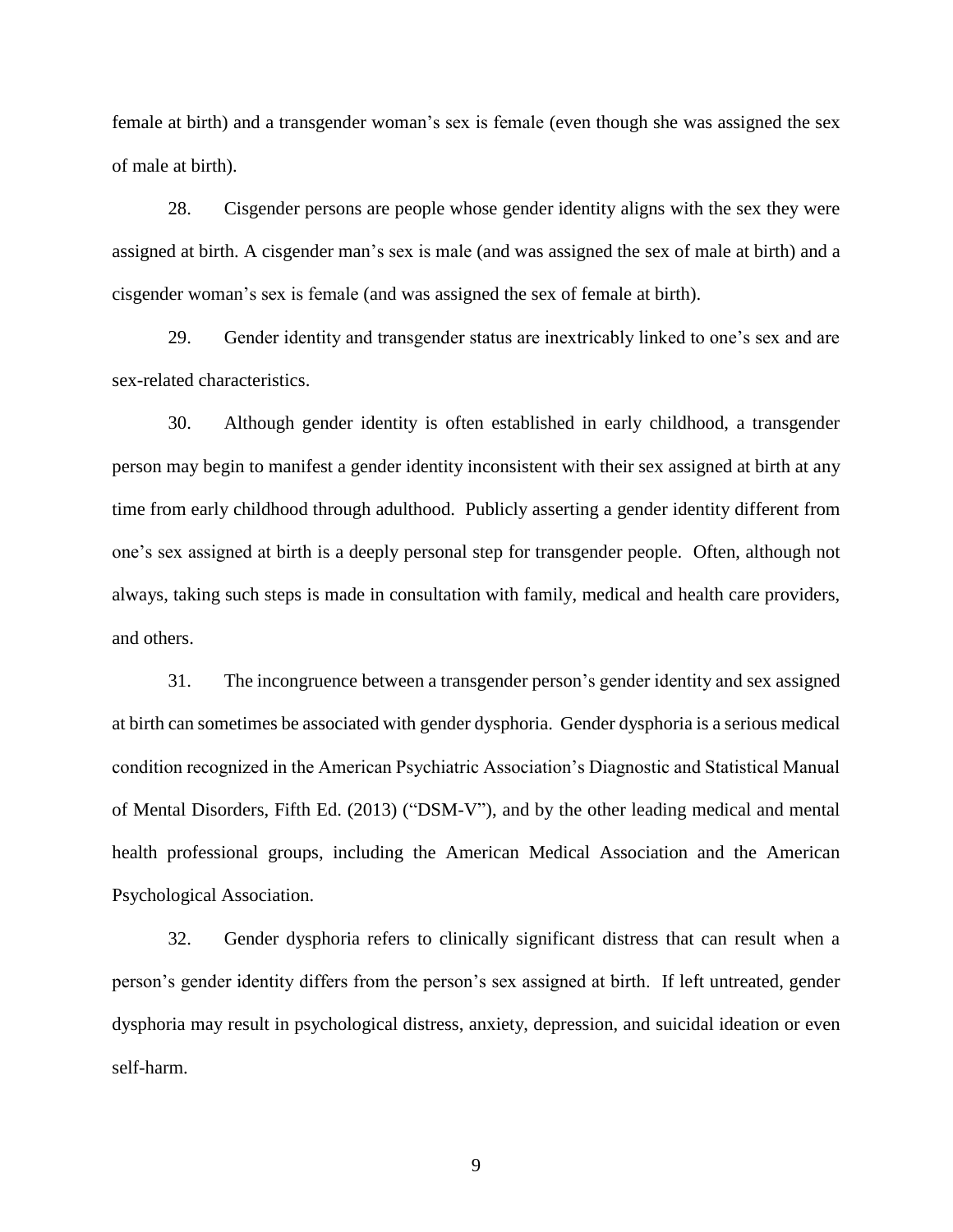female at birth) and a transgender woman's sex is female (even though she was assigned the sex of male at birth).

28. Cisgender persons are people whose gender identity aligns with the sex they were assigned at birth. A cisgender man's sex is male (and was assigned the sex of male at birth) and a cisgender woman's sex is female (and was assigned the sex of female at birth).

29. Gender identity and transgender status are inextricably linked to one's sex and are sex-related characteristics.

30. Although gender identity is often established in early childhood, a transgender person may begin to manifest a gender identity inconsistent with their sex assigned at birth at any time from early childhood through adulthood. Publicly asserting a gender identity different from one's sex assigned at birth is a deeply personal step for transgender people. Often, although not always, taking such steps is made in consultation with family, medical and health care providers, and others.

31. The incongruence between a transgender person's gender identity and sex assigned at birth can sometimes be associated with gender dysphoria. Gender dysphoria is a serious medical condition recognized in the American Psychiatric Association's Diagnostic and Statistical Manual of Mental Disorders, Fifth Ed. (2013) ("DSM-V"), and by the other leading medical and mental health professional groups, including the American Medical Association and the American Psychological Association.

32. Gender dysphoria refers to clinically significant distress that can result when a person's gender identity differs from the person's sex assigned at birth. If left untreated, gender dysphoria may result in psychological distress, anxiety, depression, and suicidal ideation or even self-harm.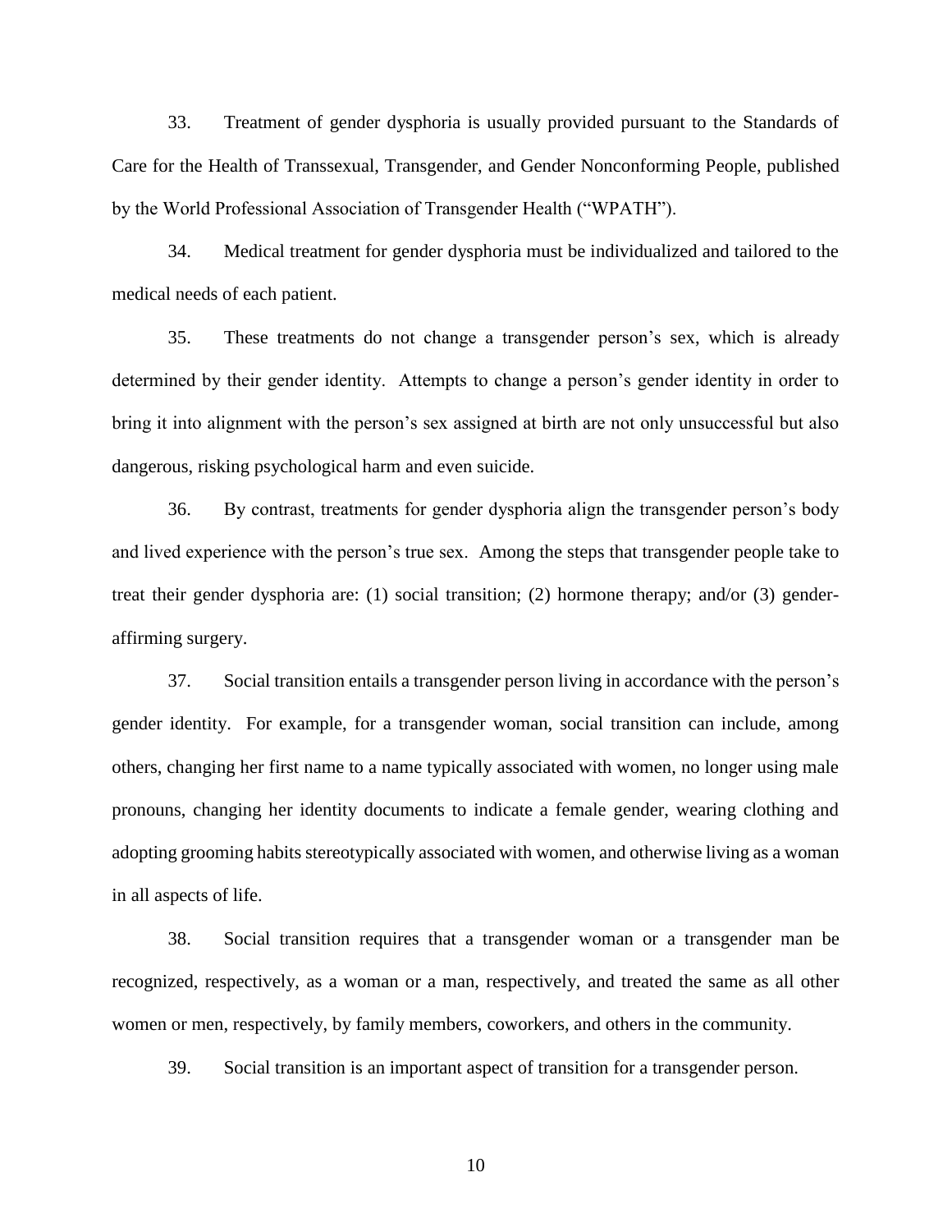33. Treatment of gender dysphoria is usually provided pursuant to the Standards of Care for the Health of Transsexual, Transgender, and Gender Nonconforming People, published by the World Professional Association of Transgender Health ("WPATH").

34. Medical treatment for gender dysphoria must be individualized and tailored to the medical needs of each patient.

35. These treatments do not change a transgender person's sex, which is already determined by their gender identity. Attempts to change a person's gender identity in order to bring it into alignment with the person's sex assigned at birth are not only unsuccessful but also dangerous, risking psychological harm and even suicide.

36. By contrast, treatments for gender dysphoria align the transgender person's body and lived experience with the person's true sex. Among the steps that transgender people take to treat their gender dysphoria are: (1) social transition; (2) hormone therapy; and/or (3) gender-affirming surgery.

37. Social transition entails a transgender person living in accordance with the person's gender identity. For example, for a transgender woman, social transition can include, among others, changing her first name to a name typically associated with women, no longer using male pronouns, changing her identity documents to indicate a female gender, wearing clothing and adopting grooming habits stereotypically associated with women, and otherwise living as a woman in all aspects of life.

38. Social transition requires that a transgender woman or a transgender man be recognized, respectively, as a woman or a man, respectively, and treated the same as all other women or men, respectively, by family members, coworkers, and others in the community.

39. Social transition is an important aspect of transition for a transgender person.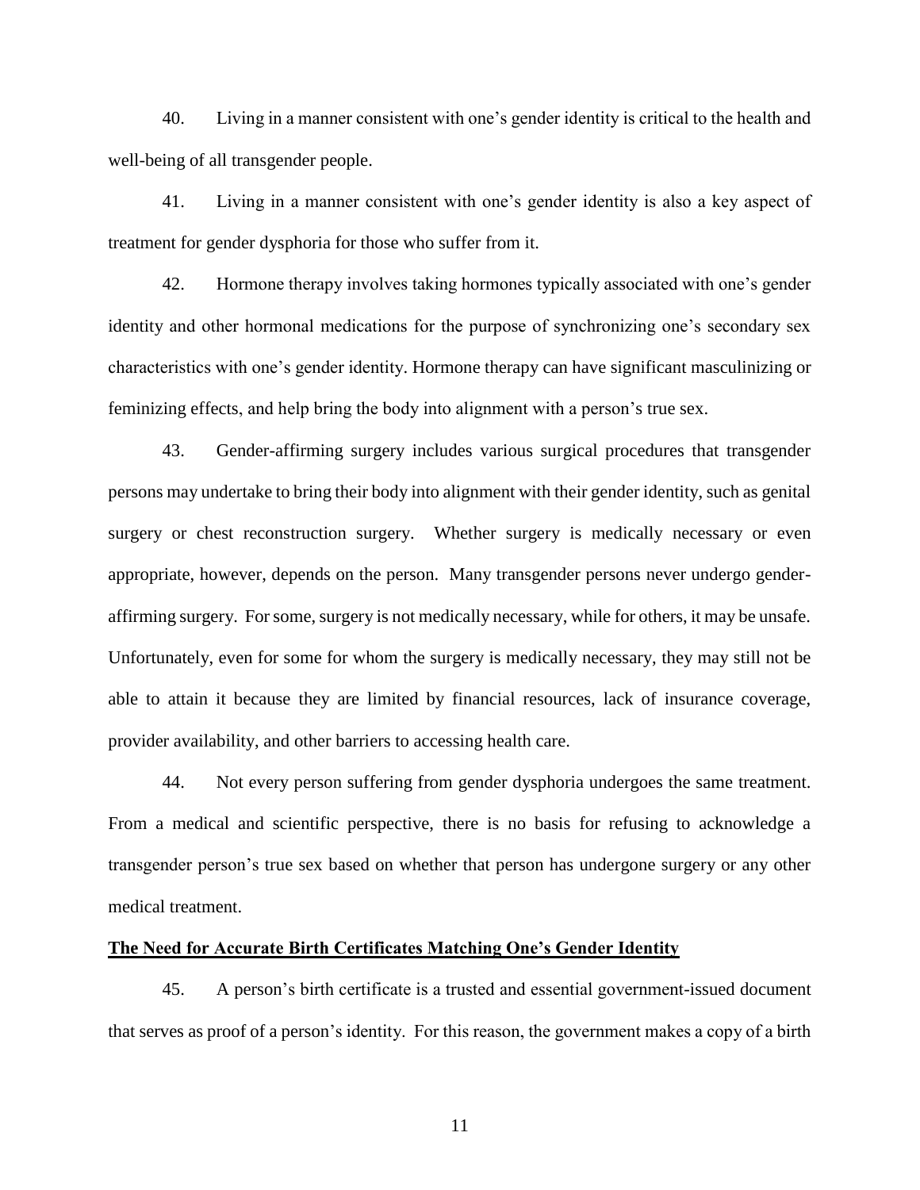40. Living in a manner consistent with one's gender identity is critical to the health and well-being of all transgender people.

41. Living in a manner consistent with one's gender identity is also a key aspect of treatment for gender dysphoria for those who suffer from it.

42. Hormone therapy involves taking hormones typically associated with one's gender identity and other hormonal medications for the purpose of synchronizing one's secondary sex characteristics with one's gender identity. Hormone therapy can have significant masculinizing or feminizing effects, and help bring the body into alignment with a person's true sex.

43. Gender-affirming surgery includes various surgical procedures that transgender persons may undertake to bring their body into alignment with their gender identity, such as genital surgery or chest reconstruction surgery. Whether surgery is medically necessary or even appropriate, however, depends on the person. Many transgender persons never undergo gender-affirming surgery. For some, surgery is not medically necessary, while for others, it may be unsafe. Unfortunately, even for some for whom the surgery is medically necessary, they may still not be able to attain it because they are limited by financial resources, lack of insurance coverage, provider availability, and other barriers to accessing health care.

44. Not every person suffering from gender dysphoria undergoes the same treatment. From a medical and scientific perspective, there is no basis for refusing to acknowledge a transgender person's true sex based on whether that person has undergone surgery or any other medical treatment.

**<u>The Need for Accurate Birth Certificates Matching One's Gender Identity</u>**

45. A person's birth certificate is a trusted and essential government-issued document that serves as proof of a person's identity. For this reason, the government makes a copy of a birth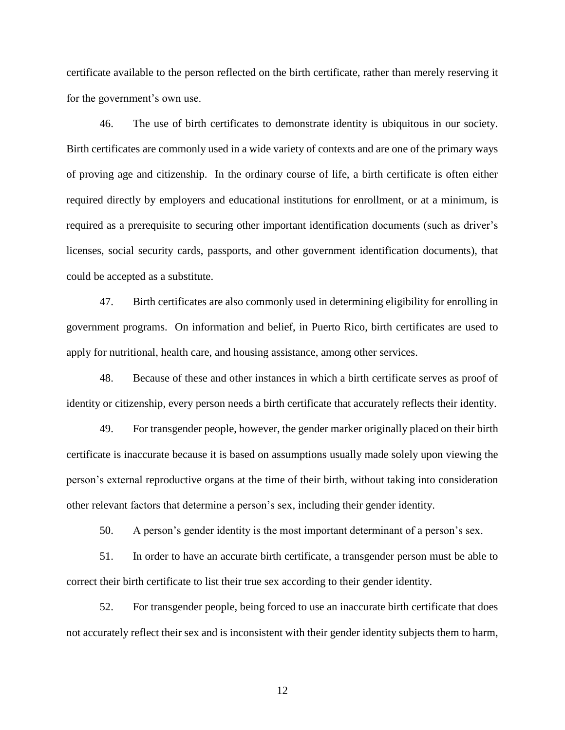certificate available to the person reflected on the birth certificate, rather than merely reserving it for the government's own use.

46. The use of birth certificates to demonstrate identity is ubiquitous in our society. Birth certificates are commonly used in a wide variety of contexts and are one of the primary ways of proving age and citizenship. In the ordinary course of life, a birth certificate is often either required directly by employers and educational institutions for enrollment, or at a minimum, is required as a prerequisite to securing other important identification documents (such as driver's licenses, social security cards, passports, and other government identification documents), that could be accepted as a substitute.

47. Birth certificates are also commonly used in determining eligibility for enrolling in government programs. On information and belief, in Puerto Rico, birth certificates are used to apply for nutritional, health care, and housing assistance, among other services.

48. Because of these and other instances in which a birth certificate serves as proof of identity or citizenship, every person needs a birth certificate that accurately reflects their identity.

49. For transgender people, however, the gender marker originally placed on their birth certificate is inaccurate because it is based on assumptions usually made solely upon viewing the person's external reproductive organs at the time of their birth, without taking into consideration other relevant factors that determine a person's sex, including their gender identity.

50. A person's gender identity is the most important determinant of a person's sex.

51. In order to have an accurate birth certificate, a transgender person must be able to correct their birth certificate to list their true sex according to their gender identity.

52. For transgender people, being forced to use an inaccurate birth certificate that does not accurately reflect their sex and is inconsistent with their gender identity subjects them to harm,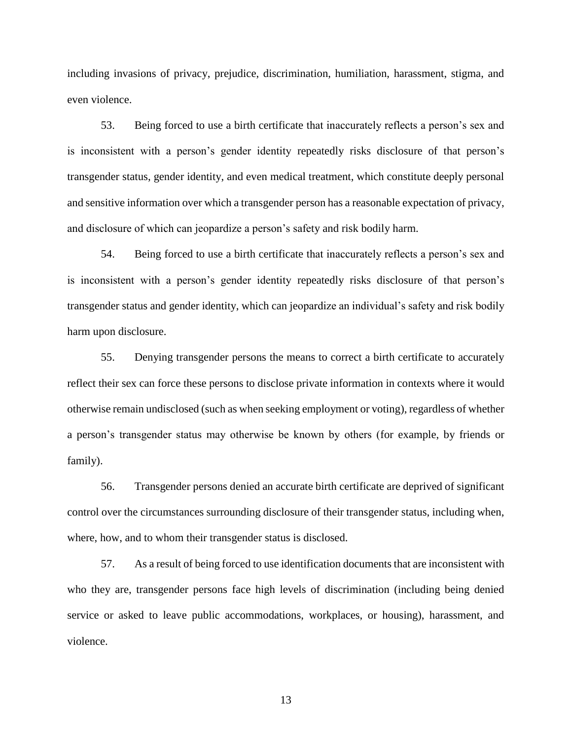including invasions of privacy, prejudice, discrimination, humiliation, harassment, stigma, and even violence.

53. Being forced to use a birth certificate that inaccurately reflects a person's sex and is inconsistent with a person's gender identity repeatedly risks disclosure of that person's transgender status, gender identity, and even medical treatment, which constitute deeply personal and sensitive information over which a transgender person has a reasonable expectation of privacy, and disclosure of which can jeopardize a person's safety and risk bodily harm.

54. Being forced to use a birth certificate that inaccurately reflects a person's sex and is inconsistent with a person's gender identity repeatedly risks disclosure of that person's transgender status and gender identity, which can jeopardize an individual's safety and risk bodily harm upon disclosure.

55. Denying transgender persons the means to correct a birth certificate to accurately reflect their sex can force these persons to disclose private information in contexts where it would otherwise remain undisclosed (such as when seeking employment or voting), regardless of whether a person's transgender status may otherwise be known by others (for example, by friends or family).

56. Transgender persons denied an accurate birth certificate are deprived of significant control over the circumstances surrounding disclosure of their transgender status, including when, where, how, and to whom their transgender status is disclosed.

57. As a result of being forced to use identification documents that are inconsistent with who they are, transgender persons face high levels of discrimination (including being denied service or asked to leave public accommodations, workplaces, or housing), harassment, and violence.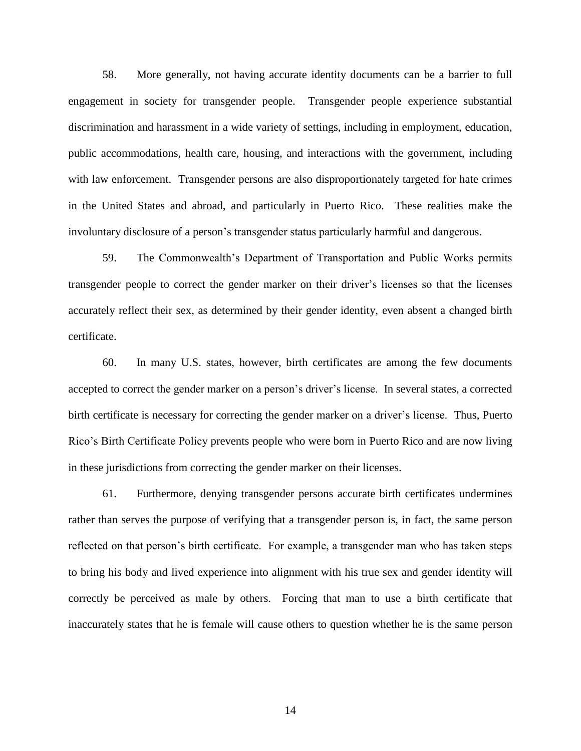58. More generally, not having accurate identity documents can be a barrier to full engagement in society for transgender people. Transgender people experience substantial discrimination and harassment in a wide variety of settings, including in employment, education, public accommodations, health care, housing, and interactions with the government, including with law enforcement. Transgender persons are also disproportionately targeted for hate crimes in the United States and abroad, and particularly in Puerto Rico. These realities make the involuntary disclosure of a person's transgender status particularly harmful and dangerous.

59. The Commonwealth's Department of Transportation and Public Works permits transgender people to correct the gender marker on their driver's licenses so that the licenses accurately reflect their sex, as determined by their gender identity, even absent a changed birth certificate.

60. In many U.S. states, however, birth certificates are among the few documents accepted to correct the gender marker on a person's driver's license. In several states, a corrected birth certificate is necessary for correcting the gender marker on a driver's license. Thus, Puerto Rico's Birth Certificate Policy prevents people who were born in Puerto Rico and are now living in these jurisdictions from correcting the gender marker on their licenses.

61. Furthermore, denying transgender persons accurate birth certificates undermines rather than serves the purpose of verifying that a transgender person is, in fact, the same person reflected on that person's birth certificate. For example, a transgender man who has taken steps to bring his body and lived experience into alignment with his true sex and gender identity will correctly be perceived as male by others. Forcing that man to use a birth certificate that inaccurately states that he is female will cause others to question whether he is the same person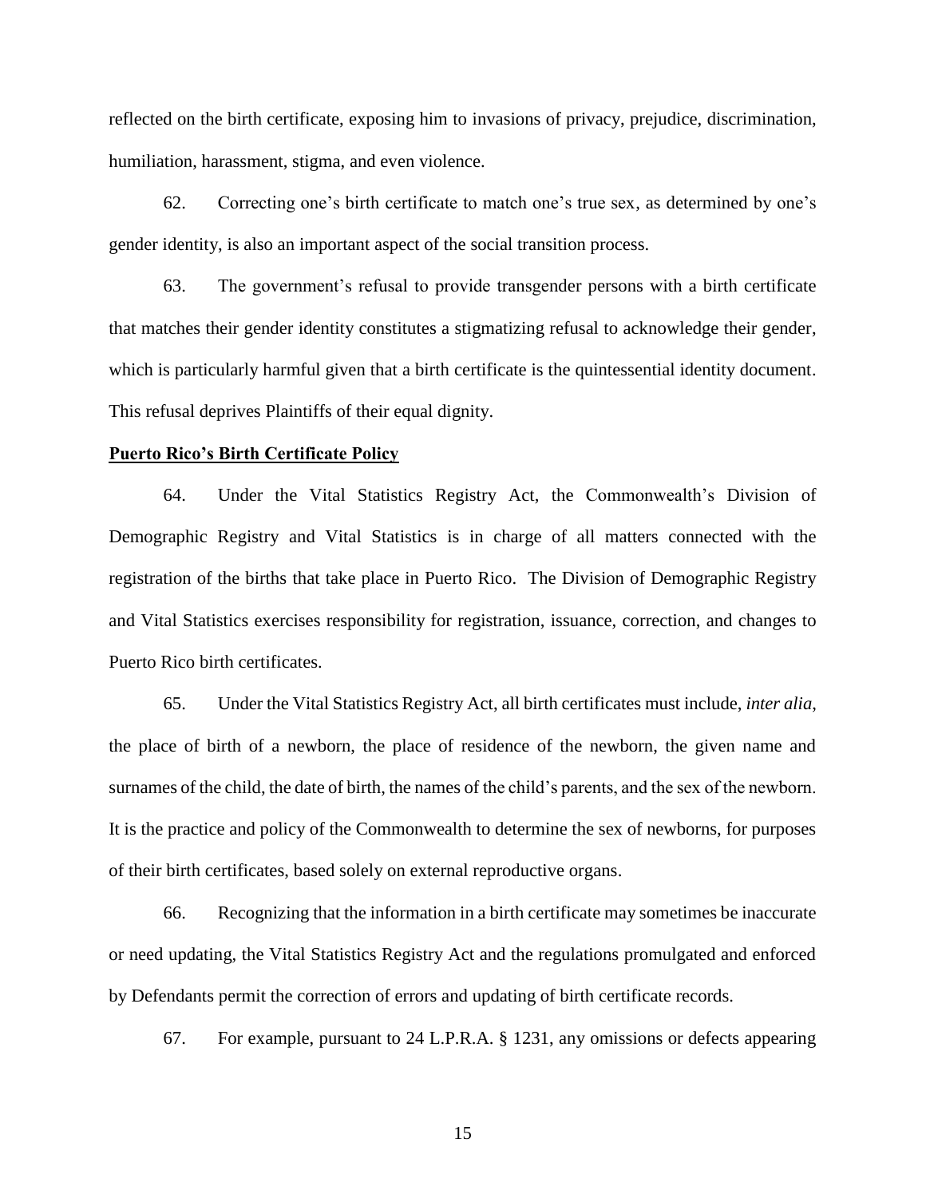reflected on the birth certificate, exposing him to invasions of privacy, prejudice, discrimination, humiliation, harassment, stigma, and even violence.

62. Correcting one's birth certificate to match one's true sex, as determined by one's gender identity, is also an important aspect of the social transition process.

63. The government's refusal to provide transgender persons with a birth certificate that matches their gender identity constitutes a stigmatizing refusal to acknowledge their gender, which is particularly harmful given that a birth certificate is the quintessential identity document. This refusal deprives Plaintiffs of their equal dignity.

**Puerto Rico's Birth Certificate Policy**

64. Under the Vital Statistics Registry Act, the Commonwealth's Division of Demographic Registry and Vital Statistics is in charge of all matters connected with the registration of the births that take place in Puerto Rico. The Division of Demographic Registry and Vital Statistics exercises responsibility for registration, issuance, correction, and changes to Puerto Rico birth certificates.

65. Under the Vital Statistics Registry Act, all birth certificates must include, *inter alia*, the place of birth of a newborn, the place of residence of the newborn, the given name and surnames of the child, the date of birth, the names of the child's parents, and the sex of the newborn. It is the practice and policy of the Commonwealth to determine the sex of newborns, for purposes of their birth certificates, based solely on external reproductive organs.

66. Recognizing that the information in a birth certificate may sometimes be inaccurate or need updating, the Vital Statistics Registry Act and the regulations promulgated and enforced by Defendants permit the correction of errors and updating of birth certificate records.

67. For example, pursuant to 24 L.P.R.A. § 1231, any omissions or defects appearing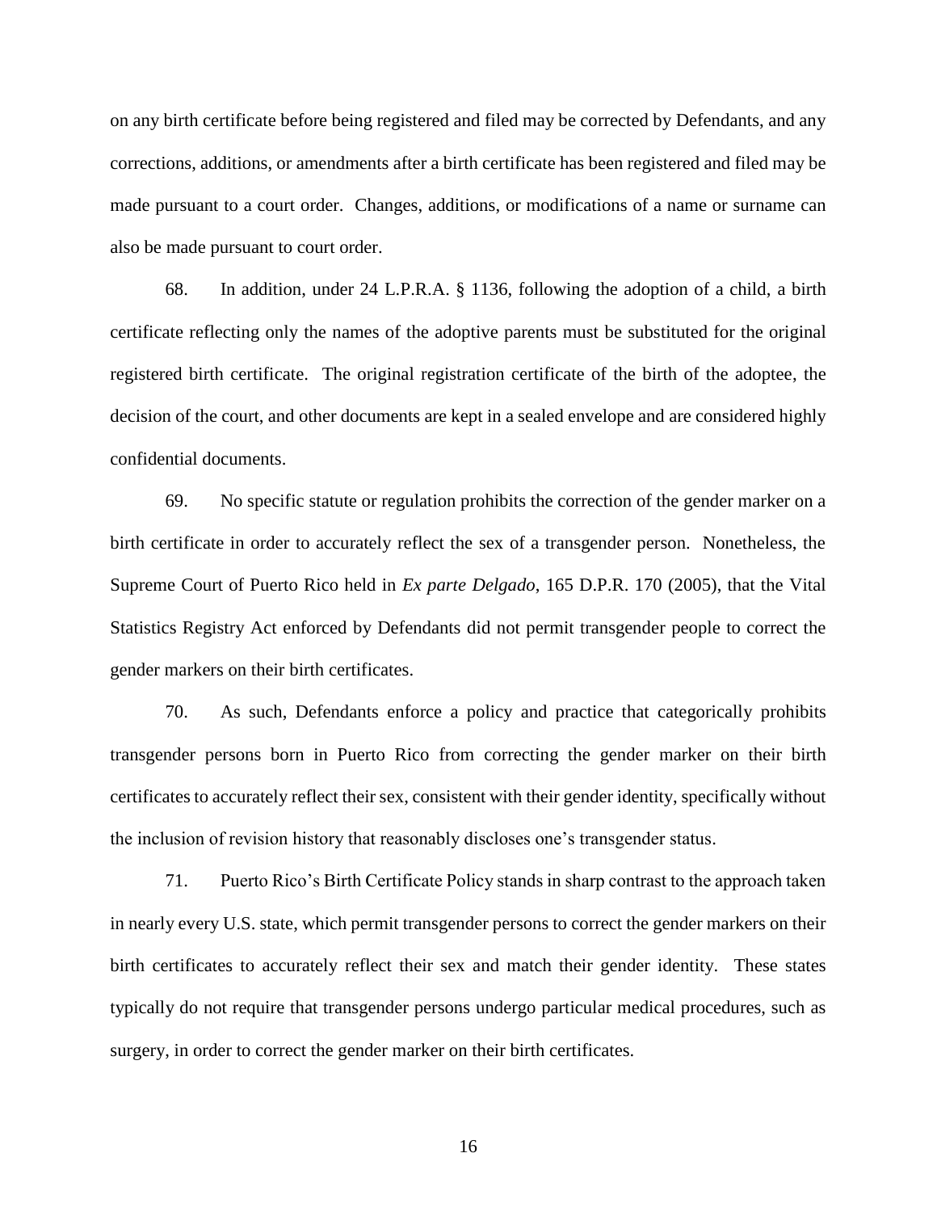on any birth certificate before being registered and filed may be corrected by Defendants, and any corrections, additions, or amendments after a birth certificate has been registered and filed may be made pursuant to a court order. Changes, additions, or modifications of a name or surname can also be made pursuant to court order.

68. In addition, under 24 L.P.R.A. § 1136, following the adoption of a child, a birth certificate reflecting only the names of the adoptive parents must be substituted for the original registered birth certificate. The original registration certificate of the birth of the adoptee, the decision of the court, and other documents are kept in a sealed envelope and are considered highly confidential documents.

69. No specific statute or regulation prohibits the correction of the gender marker on a birth certificate in order to accurately reflect the sex of a transgender person. Nonetheless, the Supreme Court of Puerto Rico held in *Ex parte Delgado*, 165 D.P.R. 170 (2005), that the Vital Statistics Registry Act enforced by Defendants did not permit transgender people to correct the gender markers on their birth certificates.

70. As such, Defendants enforce a policy and practice that categorically prohibits transgender persons born in Puerto Rico from correcting the gender marker on their birth certificates to accurately reflect their sex, consistent with their gender identity, specifically without the inclusion of revision history that reasonably discloses one's transgender status.

71. Puerto Rico's Birth Certificate Policy stands in sharp contrast to the approach taken in nearly every U.S. state, which permit transgender persons to correct the gender markers on their birth certificates to accurately reflect their sex and match their gender identity. These states typically do not require that transgender persons undergo particular medical procedures, such as surgery, in order to correct the gender marker on their birth certificates.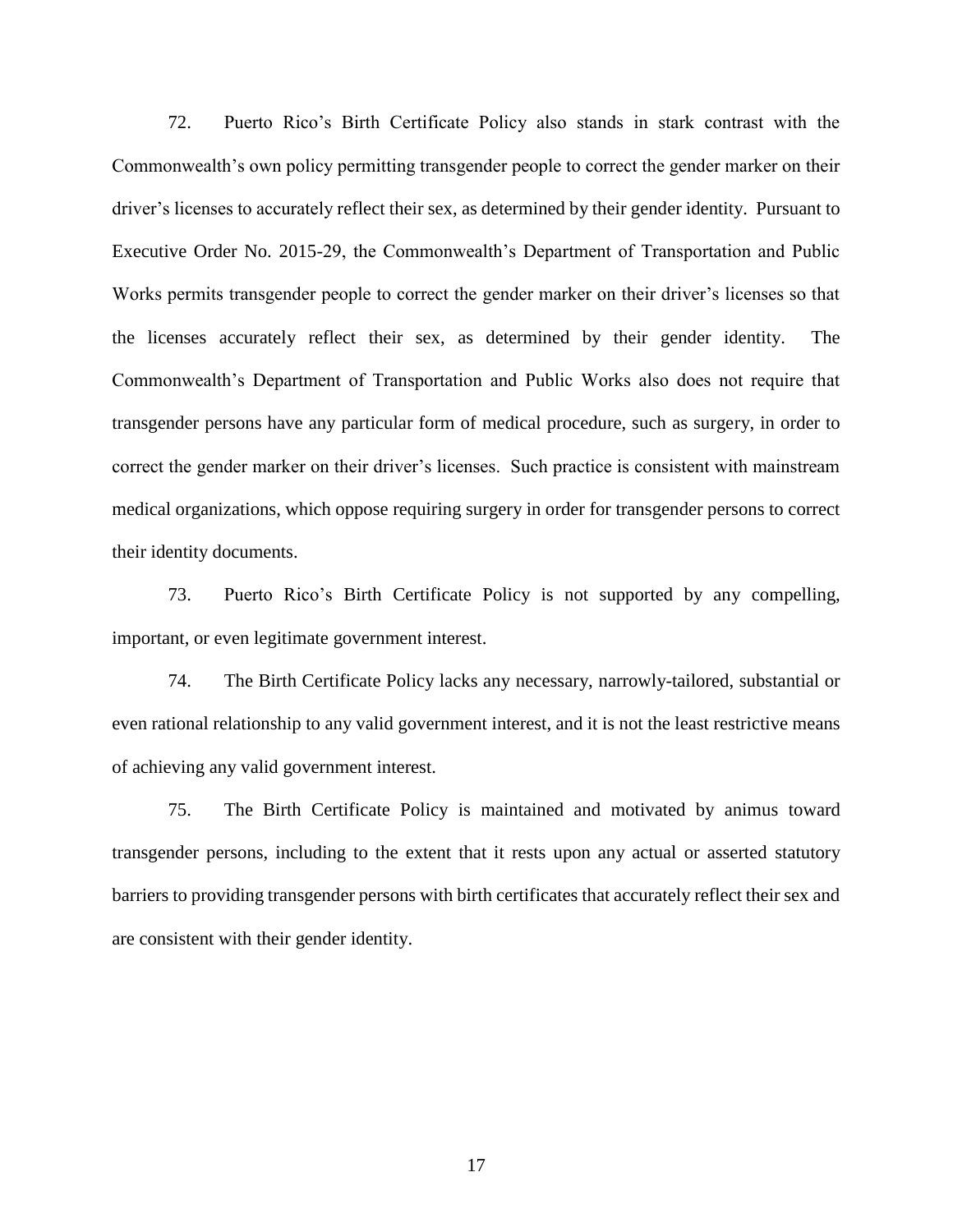72. Puerto Rico's Birth Certificate Policy also stands in stark contrast with the Commonwealth's own policy permitting transgender people to correct the gender marker on their driver's licenses to accurately reflect their sex, as determined by their gender identity. Pursuant to Executive Order No. 2015-29, the Commonwealth's Department of Transportation and Public Works permits transgender people to correct the gender marker on their driver's licenses so that the licenses accurately reflect their sex, as determined by their gender identity. The Commonwealth's Department of Transportation and Public Works also does not require that transgender persons have any particular form of medical procedure, such as surgery, in order to correct the gender marker on their driver's licenses. Such practice is consistent with mainstream medical organizations, which oppose requiring surgery in order for transgender persons to correct their identity documents.

73. Puerto Rico's Birth Certificate Policy is not supported by any compelling, important, or even legitimate government interest.

74. The Birth Certificate Policy lacks any necessary, narrowly-tailored, substantial or even rational relationship to any valid government interest, and it is not the least restrictive means of achieving any valid government interest.

75. The Birth Certificate Policy is maintained and motivated by animus toward transgender persons, including to the extent that it rests upon any actual or asserted statutory barriers to providing transgender persons with birth certificates that accurately reflect their sex and are consistent with their gender identity.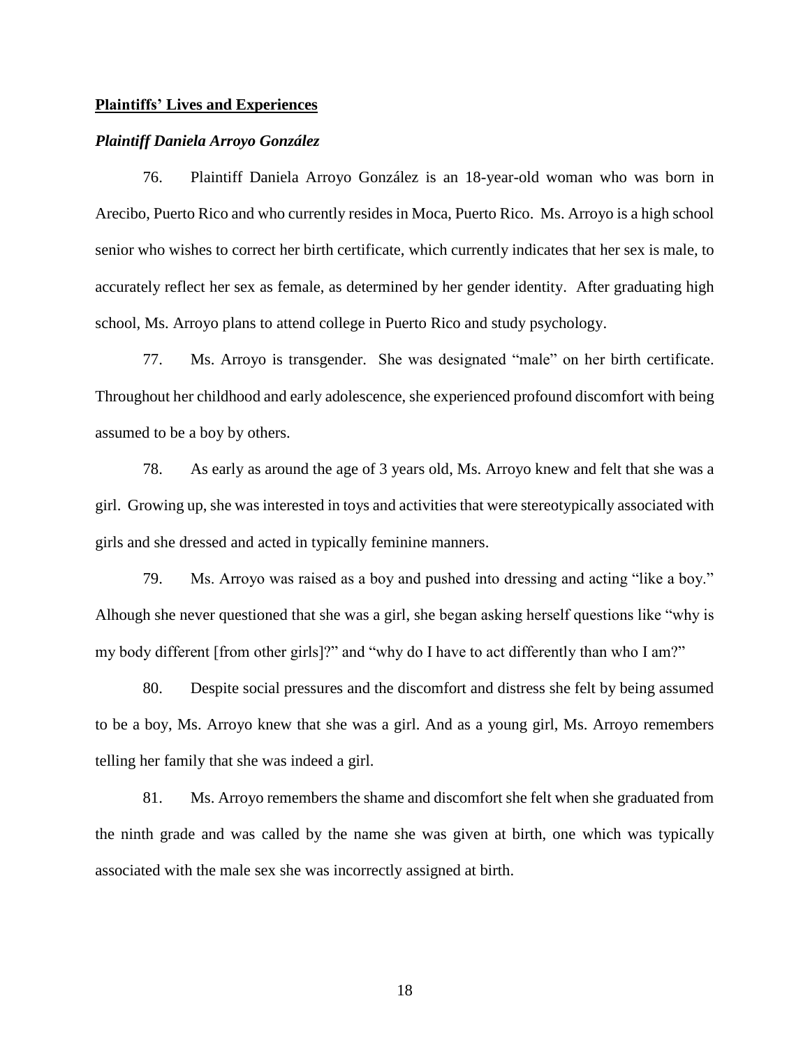**Plaintiffs' Lives and Experiences**

***Plaintiff Daniela Arroyo González***

76. Plaintiff Daniela Arroyo González is an 18-year-old woman who was born in Arecibo, Puerto Rico and who currently resides in Moca, Puerto Rico. Ms. Arroyo is a high school senior who wishes to correct her birth certificate, which currently indicates that her sex is male, to accurately reflect her sex as female, as determined by her gender identity. After graduating high school, Ms. Arroyo plans to attend college in Puerto Rico and study psychology.

77. Ms. Arroyo is transgender. She was designated "male" on her birth certificate. Throughout her childhood and early adolescence, she experienced profound discomfort with being assumed to be a boy by others.

78. As early as around the age of 3 years old, Ms. Arroyo knew and felt that she was a girl. Growing up, she was interested in toys and activities that were stereotypically associated with girls and she dressed and acted in typically feminine manners.

79. Ms. Arroyo was raised as a boy and pushed into dressing and acting "like a boy." Alhough she never questioned that she was a girl, she began asking herself questions like "why is my body different [from other girls]?" and "why do I have to act differently than who I am?"

80. Despite social pressures and the discomfort and distress she felt by being assumed to be a boy, Ms. Arroyo knew that she was a girl. And as a young girl, Ms. Arroyo remembers telling her family that she was indeed a girl.

81. Ms. Arroyo remembers the shame and discomfort she felt when she graduated from the ninth grade and was called by the name she was given at birth, one which was typically associated with the male sex she was incorrectly assigned at birth.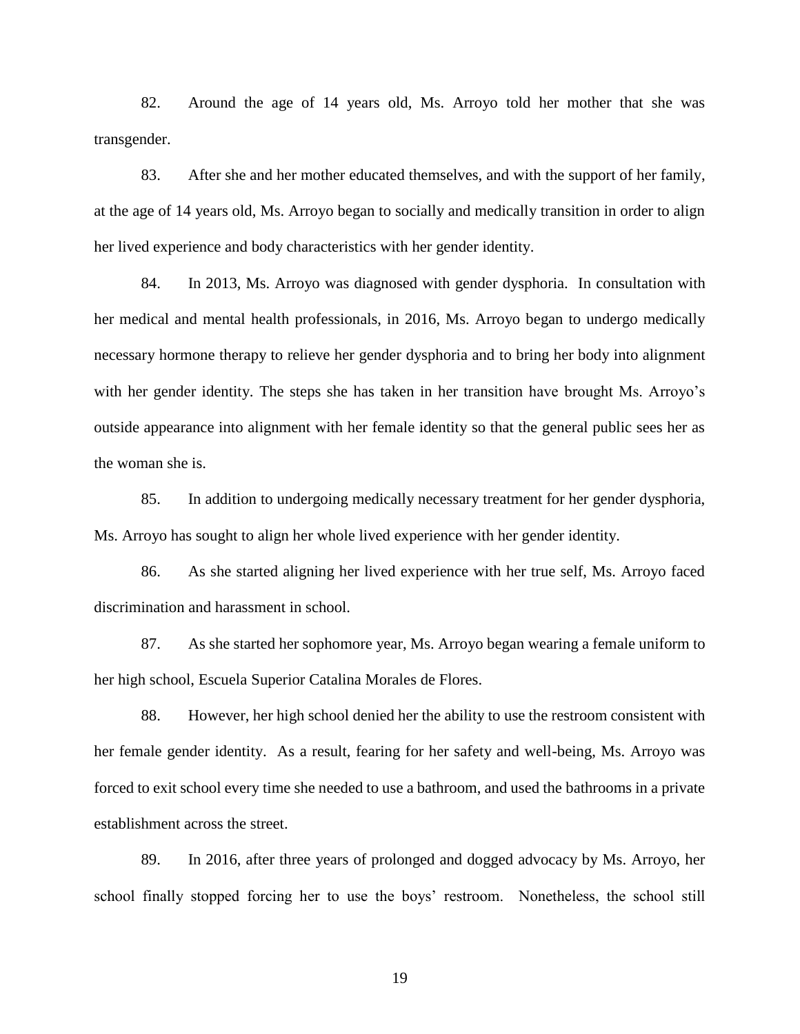82. Around the age of 14 years old, Ms. Arroyo told her mother that she was transgender.

83. After she and her mother educated themselves, and with the support of her family, at the age of 14 years old, Ms. Arroyo began to socially and medically transition in order to align her lived experience and body characteristics with her gender identity.

84. In 2013, Ms. Arroyo was diagnosed with gender dysphoria. In consultation with her medical and mental health professionals, in 2016, Ms. Arroyo began to undergo medically necessary hormone therapy to relieve her gender dysphoria and to bring her body into alignment with her gender identity. The steps she has taken in her transition have brought Ms. Arroyo's outside appearance into alignment with her female identity so that the general public sees her as the woman she is.

85. In addition to undergoing medically necessary treatment for her gender dysphoria, Ms. Arroyo has sought to align her whole lived experience with her gender identity.

86. As she started aligning her lived experience with her true self, Ms. Arroyo faced discrimination and harassment in school.

87. As she started her sophomore year, Ms. Arroyo began wearing a female uniform to her high school, Escuela Superior Catalina Morales de Flores.

88. However, her high school denied her the ability to use the restroom consistent with her female gender identity. As a result, fearing for her safety and well-being, Ms. Arroyo was forced to exit school every time she needed to use a bathroom, and used the bathrooms in a private establishment across the street.

89. In 2016, after three years of prolonged and dogged advocacy by Ms. Arroyo, her school finally stopped forcing her to use the boys' restroom. Nonetheless, the school still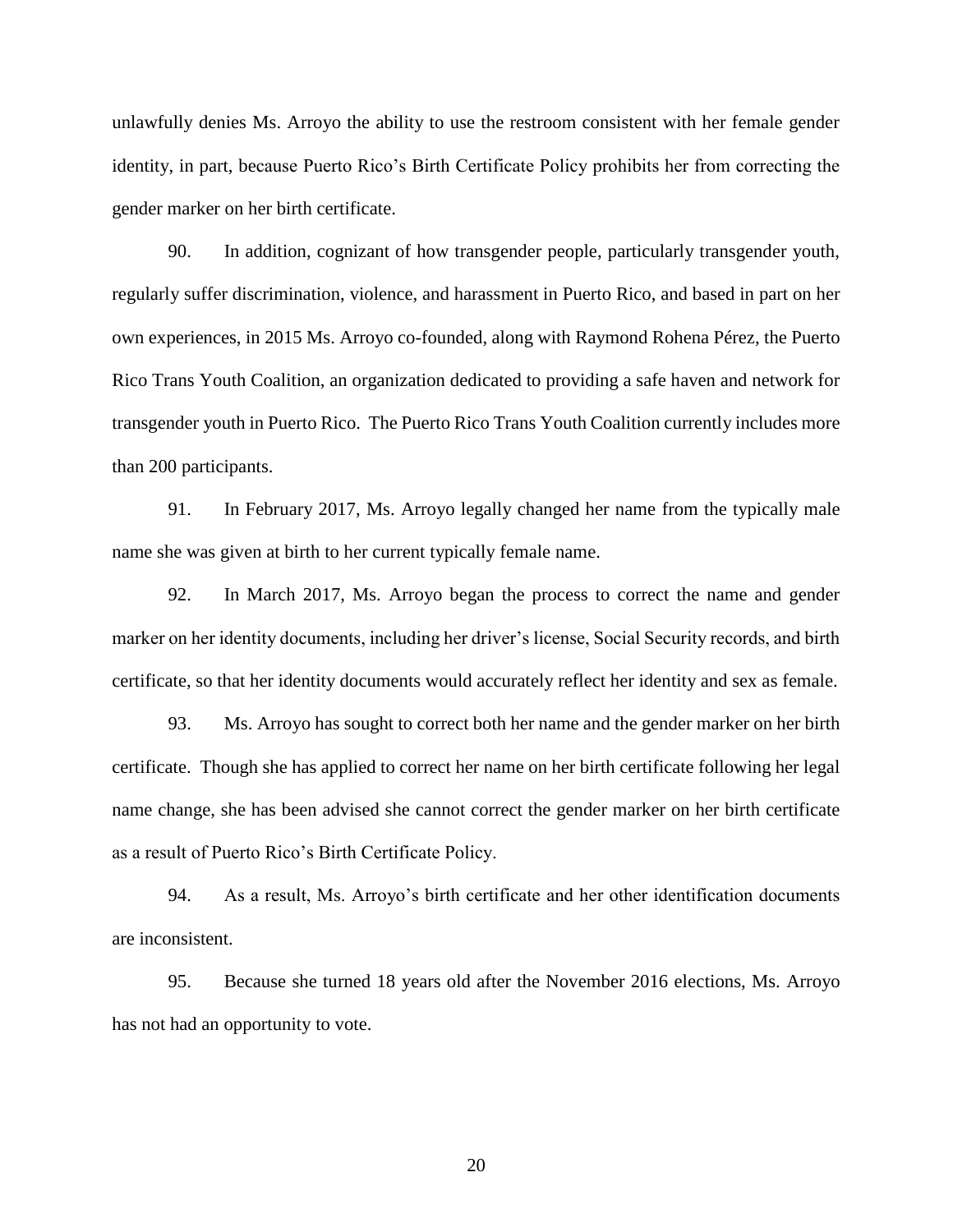unlawfully denies Ms. Arroyo the ability to use the restroom consistent with her female gender identity, in part, because Puerto Rico's Birth Certificate Policy prohibits her from correcting the gender marker on her birth certificate.

90. In addition, cognizant of how transgender people, particularly transgender youth, regularly suffer discrimination, violence, and harassment in Puerto Rico, and based in part on her own experiences, in 2015 Ms. Arroyo co-founded, along with Raymond Rohena Pérez, the Puerto Rico Trans Youth Coalition, an organization dedicated to providing a safe haven and network for transgender youth in Puerto Rico. The Puerto Rico Trans Youth Coalition currently includes more than 200 participants.

91. In February 2017, Ms. Arroyo legally changed her name from the typically male name she was given at birth to her current typically female name.

92. In March 2017, Ms. Arroyo began the process to correct the name and gender marker on her identity documents, including her driver's license, Social Security records, and birth certificate, so that her identity documents would accurately reflect her identity and sex as female.

93. Ms. Arroyo has sought to correct both her name and the gender marker on her birth certificate. Though she has applied to correct her name on her birth certificate following her legal name change, she has been advised she cannot correct the gender marker on her birth certificate as a result of Puerto Rico's Birth Certificate Policy.

94. As a result, Ms. Arroyo's birth certificate and her other identification documents are inconsistent.

95. Because she turned 18 years old after the November 2016 elections, Ms. Arroyo has not had an opportunity to vote.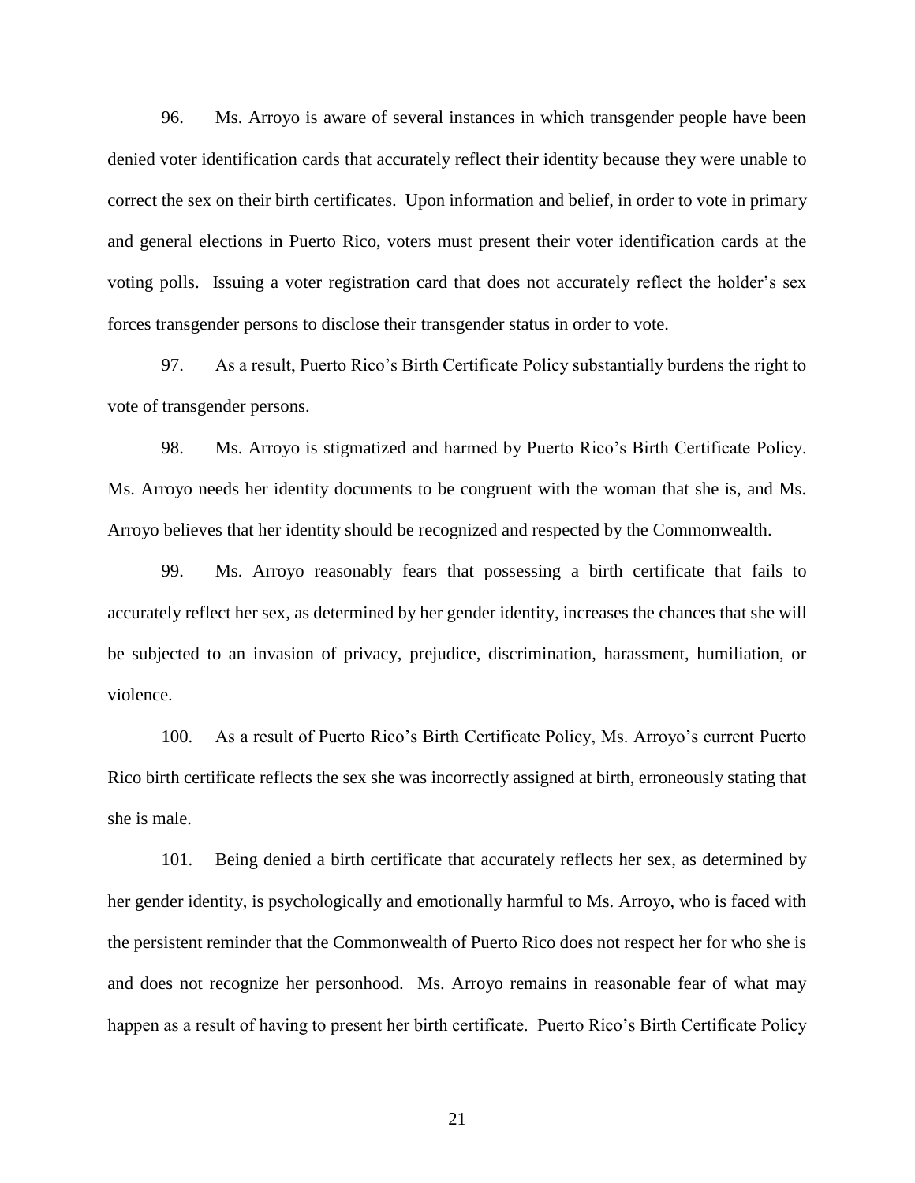96. Ms. Arroyo is aware of several instances in which transgender people have been denied voter identification cards that accurately reflect their identity because they were unable to correct the sex on their birth certificates. Upon information and belief, in order to vote in primary and general elections in Puerto Rico, voters must present their voter identification cards at the voting polls. Issuing a voter registration card that does not accurately reflect the holder's sex forces transgender persons to disclose their transgender status in order to vote.

97. As a result, Puerto Rico's Birth Certificate Policy substantially burdens the right to vote of transgender persons.

98. Ms. Arroyo is stigmatized and harmed by Puerto Rico's Birth Certificate Policy. Ms. Arroyo needs her identity documents to be congruent with the woman that she is, and Ms. Arroyo believes that her identity should be recognized and respected by the Commonwealth.

99. Ms. Arroyo reasonably fears that possessing a birth certificate that fails to accurately reflect her sex, as determined by her gender identity, increases the chances that she will be subjected to an invasion of privacy, prejudice, discrimination, harassment, humiliation, or violence.

100. As a result of Puerto Rico's Birth Certificate Policy, Ms. Arroyo's current Puerto Rico birth certificate reflects the sex she was incorrectly assigned at birth, erroneously stating that she is male.

101. Being denied a birth certificate that accurately reflects her sex, as determined by her gender identity, is psychologically and emotionally harmful to Ms. Arroyo, who is faced with the persistent reminder that the Commonwealth of Puerto Rico does not respect her for who she is and does not recognize her personhood. Ms. Arroyo remains in reasonable fear of what may happen as a result of having to present her birth certificate. Puerto Rico's Birth Certificate Policy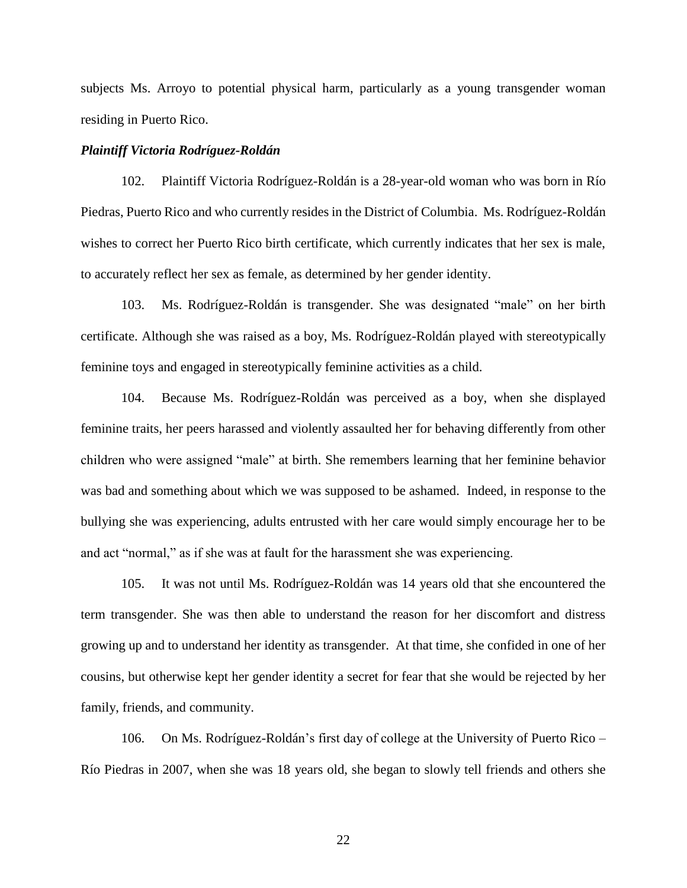subjects Ms. Arroyo to potential physical harm, particularly as a young transgender woman residing in Puerto Rico.

***Plaintiff Victoria Rodríguez-Roldán***

102. Plaintiff Victoria Rodríguez-Roldán is a 28-year-old woman who was born in Río Piedras, Puerto Rico and who currently resides in the District of Columbia. Ms. Rodríguez-Roldán wishes to correct her Puerto Rico birth certificate, which currently indicates that her sex is male, to accurately reflect her sex as female, as determined by her gender identity.

103. Ms. Rodríguez-Roldán is transgender. She was designated "male" on her birth certificate. Although she was raised as a boy, Ms. Rodríguez-Roldán played with stereotypically feminine toys and engaged in stereotypically feminine activities as a child.

104. Because Ms. Rodríguez-Roldán was perceived as a boy, when she displayed feminine traits, her peers harassed and violently assaulted her for behaving differently from other children who were assigned "male" at birth. She remembers learning that her feminine behavior was bad and something about which we was supposed to be ashamed. Indeed, in response to the bullying she was experiencing, adults entrusted with her care would simply encourage her to be and act "normal," as if she was at fault for the harassment she was experiencing.

105. It was not until Ms. Rodríguez-Roldán was 14 years old that she encountered the term transgender. She was then able to understand the reason for her discomfort and distress growing up and to understand her identity as transgender. At that time, she confided in one of her cousins, but otherwise kept her gender identity a secret for fear that she would be rejected by her family, friends, and community.

106. On Ms. Rodríguez-Roldán's first day of college at the University of Puerto Rico – Río Piedras in 2007, when she was 18 years old, she began to slowly tell friends and others she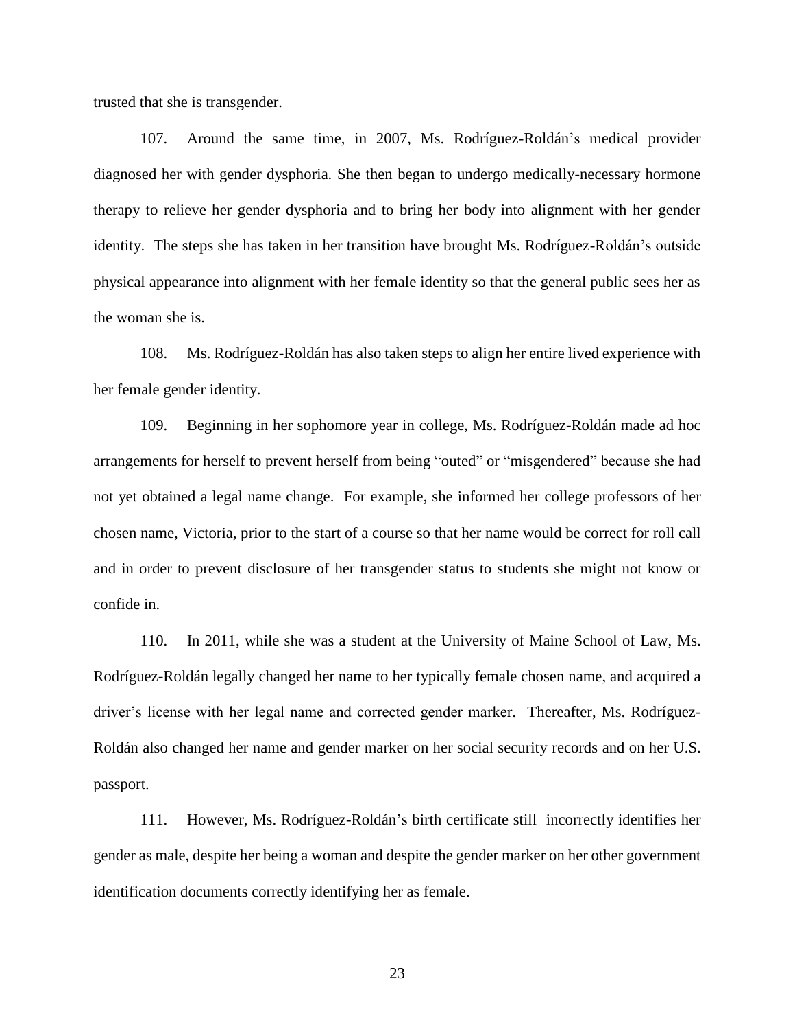trusted that she is transgender.

107. Around the same time, in 2007, Ms. Rodríguez-Roldán's medical provider diagnosed her with gender dysphoria. She then began to undergo medically-necessary hormone therapy to relieve her gender dysphoria and to bring her body into alignment with her gender identity. The steps she has taken in her transition have brought Ms. Rodríguez-Roldán's outside physical appearance into alignment with her female identity so that the general public sees her as the woman she is.

108. Ms. Rodríguez-Roldán has also taken steps to align her entire lived experience with her female gender identity.

109. Beginning in her sophomore year in college, Ms. Rodríguez-Roldán made ad hoc arrangements for herself to prevent herself from being "outed" or "misgendered" because she had not yet obtained a legal name change. For example, she informed her college professors of her chosen name, Victoria, prior to the start of a course so that her name would be correct for roll call and in order to prevent disclosure of her transgender status to students she might not know or confide in.

110. In 2011, while she was a student at the University of Maine School of Law, Ms. Rodríguez-Roldán legally changed her name to her typically female chosen name, and acquired a driver's license with her legal name and corrected gender marker. Thereafter, Ms. Rodríguez-Roldán also changed her name and gender marker on her social security records and on her U.S. passport.

111. However, Ms. Rodríguez-Roldán's birth certificate still incorrectly identifies her gender as male, despite her being a woman and despite the gender marker on her other government identification documents correctly identifying her as female.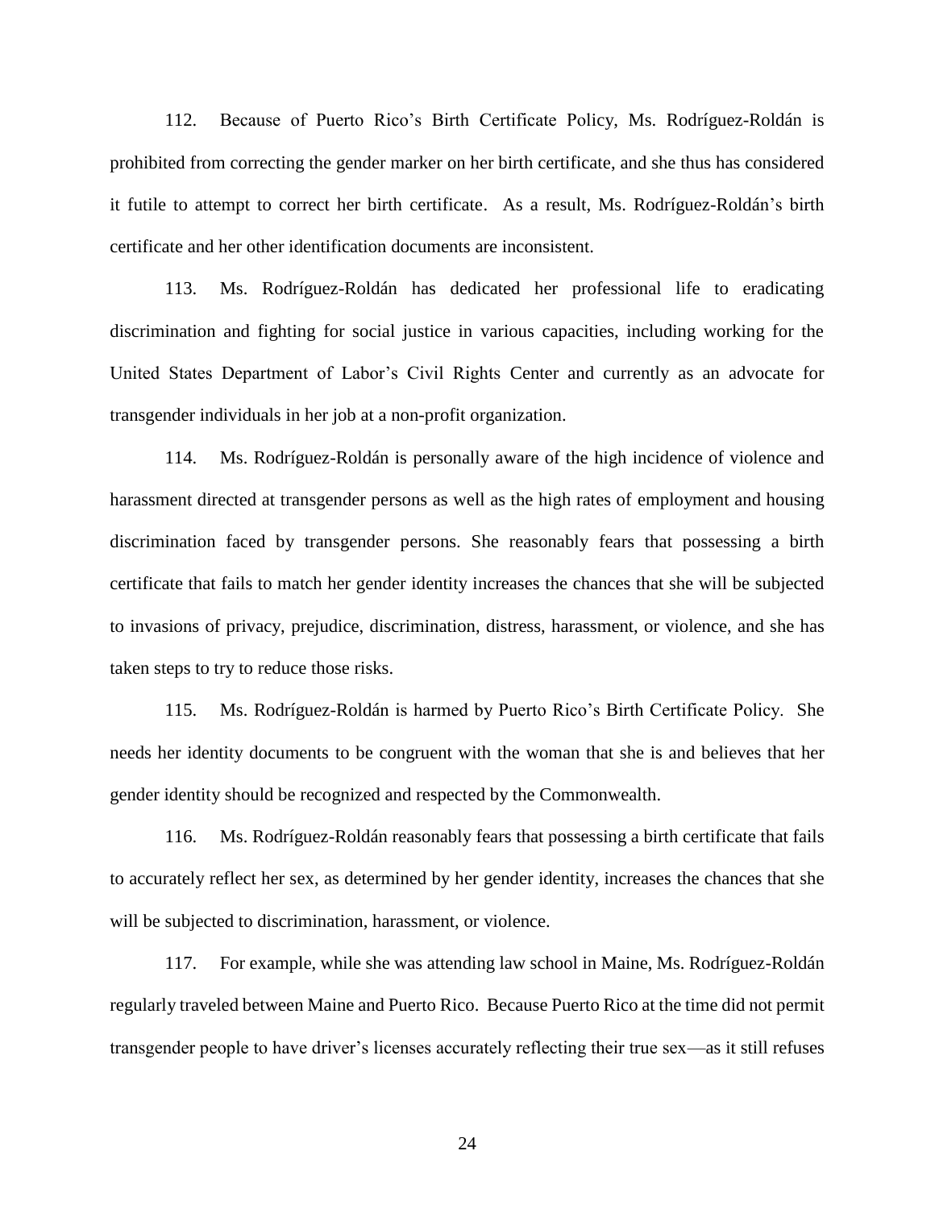112. Because of Puerto Rico's Birth Certificate Policy, Ms. Rodríguez-Roldán is prohibited from correcting the gender marker on her birth certificate, and she thus has considered it futile to attempt to correct her birth certificate. As a result, Ms. Rodríguez-Roldán's birth certificate and her other identification documents are inconsistent.

113. Ms. Rodríguez-Roldán has dedicated her professional life to eradicating discrimination and fighting for social justice in various capacities, including working for the United States Department of Labor's Civil Rights Center and currently as an advocate for transgender individuals in her job at a non-profit organization.

114. Ms. Rodríguez-Roldán is personally aware of the high incidence of violence and harassment directed at transgender persons as well as the high rates of employment and housing discrimination faced by transgender persons. She reasonably fears that possessing a birth certificate that fails to match her gender identity increases the chances that she will be subjected to invasions of privacy, prejudice, discrimination, distress, harassment, or violence, and she has taken steps to try to reduce those risks.

115. Ms. Rodríguez-Roldán is harmed by Puerto Rico's Birth Certificate Policy. She needs her identity documents to be congruent with the woman that she is and believes that her gender identity should be recognized and respected by the Commonwealth.

116. Ms. Rodríguez-Roldán reasonably fears that possessing a birth certificate that fails to accurately reflect her sex, as determined by her gender identity, increases the chances that she will be subjected to discrimination, harassment, or violence.

117. For example, while she was attending law school in Maine, Ms. Rodríguez-Roldán regularly traveled between Maine and Puerto Rico. Because Puerto Rico at the time did not permit transgender people to have driver's licenses accurately reflecting their true sex—as it still refuses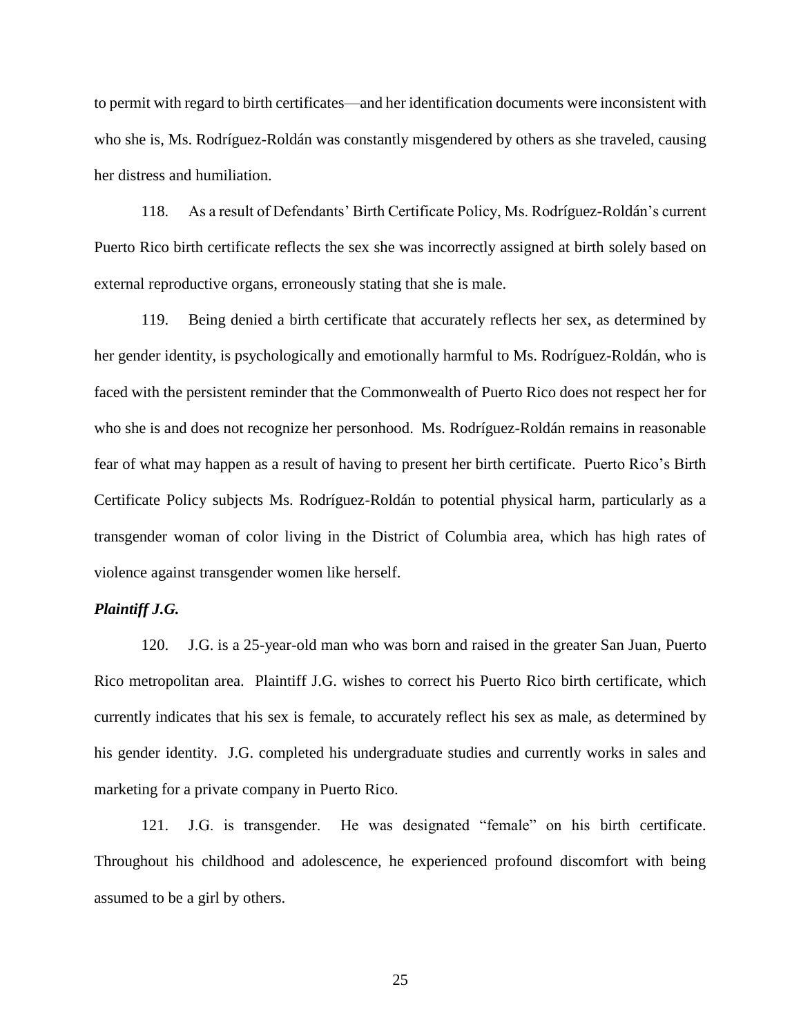to permit with regard to birth certificates—and her identification documents were inconsistent with who she is, Ms. Rodríguez-Roldán was constantly misgendered by others as she traveled, causing her distress and humiliation.

118. As a result of Defendants' Birth Certificate Policy, Ms. Rodríguez-Roldán's current Puerto Rico birth certificate reflects the sex she was incorrectly assigned at birth solely based on external reproductive organs, erroneously stating that she is male.

119. Being denied a birth certificate that accurately reflects her sex, as determined by her gender identity, is psychologically and emotionally harmful to Ms. Rodríguez-Roldán, who is faced with the persistent reminder that the Commonwealth of Puerto Rico does not respect her for who she is and does not recognize her personhood. Ms. Rodríguez-Roldán remains in reasonable fear of what may happen as a result of having to present her birth certificate. Puerto Rico's Birth Certificate Policy subjects Ms. Rodríguez-Roldán to potential physical harm, particularly as a transgender woman of color living in the District of Columbia area, which has high rates of violence against transgender women like herself.

***Plaintiff J.G.***

120. J.G. is a 25-year-old man who was born and raised in the greater San Juan, Puerto Rico metropolitan area. Plaintiff J.G. wishes to correct his Puerto Rico birth certificate, which currently indicates that his sex is female, to accurately reflect his sex as male, as determined by his gender identity. J.G. completed his undergraduate studies and currently works in sales and marketing for a private company in Puerto Rico.

121. J.G. is transgender. He was designated "female" on his birth certificate. Throughout his childhood and adolescence, he experienced profound discomfort with being assumed to be a girl by others.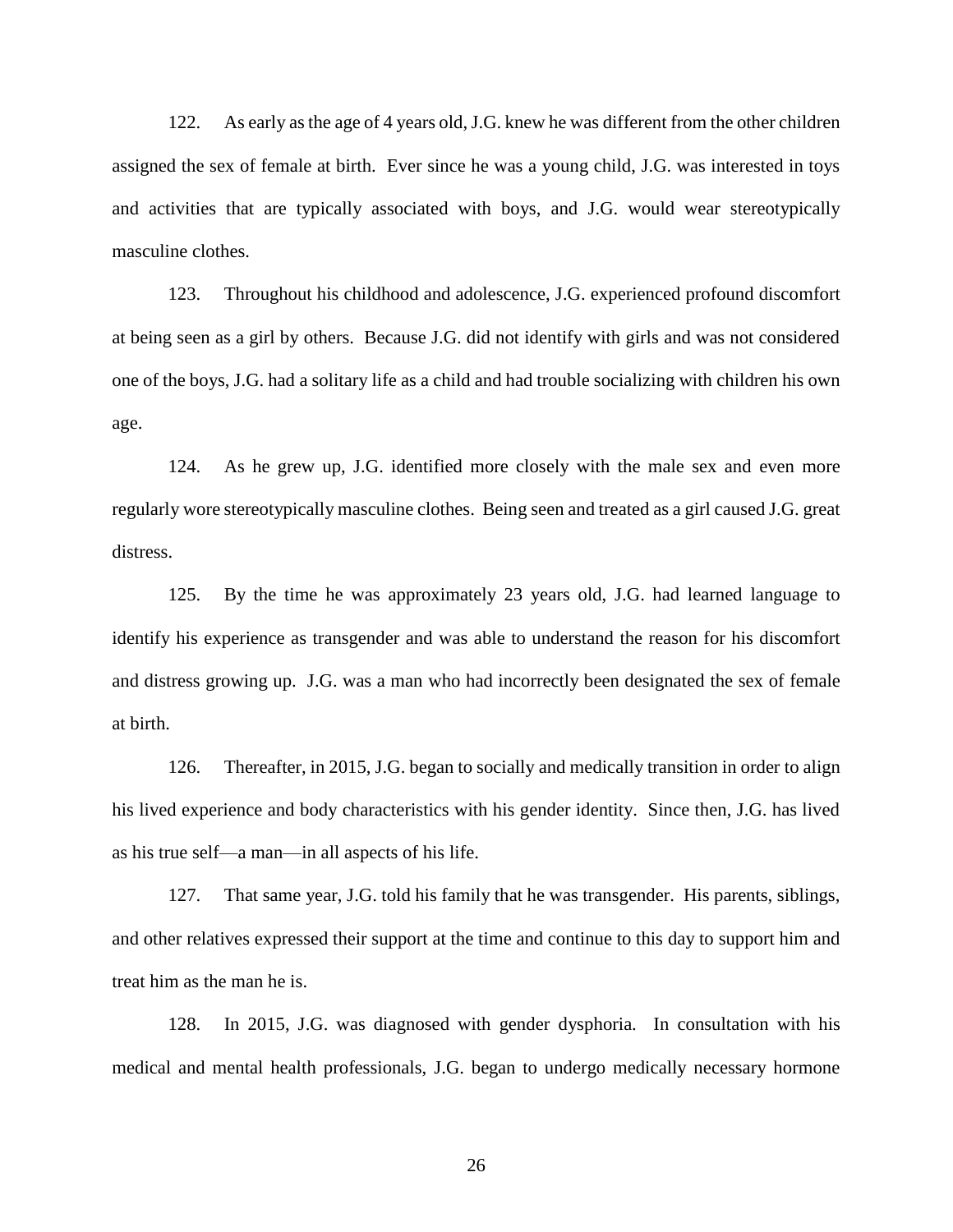122. As early as the age of 4 years old, J.G. knew he was different from the other children assigned the sex of female at birth. Ever since he was a young child, J.G. was interested in toys and activities that are typically associated with boys, and J.G. would wear stereotypically masculine clothes.

123. Throughout his childhood and adolescence, J.G. experienced profound discomfort at being seen as a girl by others. Because J.G. did not identify with girls and was not considered one of the boys, J.G. had a solitary life as a child and had trouble socializing with children his own age.

124. As he grew up, J.G. identified more closely with the male sex and even more regularly wore stereotypically masculine clothes. Being seen and treated as a girl caused J.G. great distress.

125. By the time he was approximately 23 years old, J.G. had learned language to identify his experience as transgender and was able to understand the reason for his discomfort and distress growing up. J.G. was a man who had incorrectly been designated the sex of female at birth.

126. Thereafter, in 2015, J.G. began to socially and medically transition in order to align his lived experience and body characteristics with his gender identity. Since then, J.G. has lived as his true self—a man—in all aspects of his life.

127. That same year, J.G. told his family that he was transgender. His parents, siblings, and other relatives expressed their support at the time and continue to this day to support him and treat him as the man he is.

128. In 2015, J.G. was diagnosed with gender dysphoria. In consultation with his medical and mental health professionals, J.G. began to undergo medically necessary hormone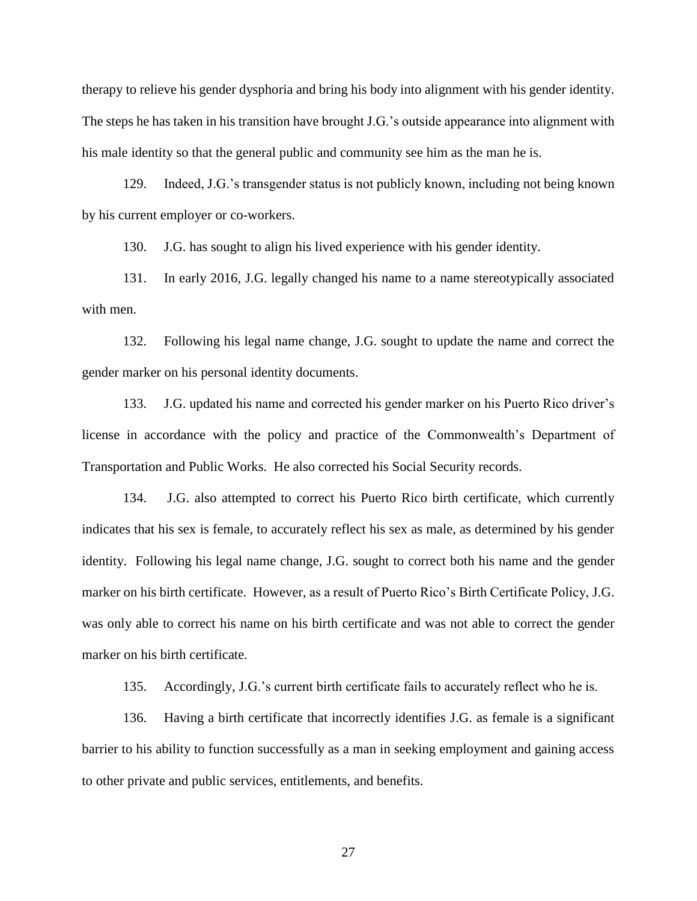therapy to relieve his gender dysphoria and bring his body into alignment with his gender identity. The steps he has taken in his transition have brought J.G.'s outside appearance into alignment with his male identity so that the general public and community see him as the man he is.

129. Indeed, J.G.'s transgender status is not publicly known, including not being known by his current employer or co-workers.

130. J.G. has sought to align his lived experience with his gender identity.

131. In early 2016, J.G. legally changed his name to a name stereotypically associated with men.

132. Following his legal name change, J.G. sought to update the name and correct the gender marker on his personal identity documents.

133. J.G. updated his name and corrected his gender marker on his Puerto Rico driver's license in accordance with the policy and practice of the Commonwealth's Department of Transportation and Public Works. He also corrected his Social Security records.

134. J.G. also attempted to correct his Puerto Rico birth certificate, which currently indicates that his sex is female, to accurately reflect his sex as male, as determined by his gender identity. Following his legal name change, J.G. sought to correct both his name and the gender marker on his birth certificate. However, as a result of Puerto Rico's Birth Certificate Policy, J.G. was only able to correct his name on his birth certificate and was not able to correct the gender marker on his birth certificate.

135. Accordingly, J.G.'s current birth certificate fails to accurately reflect who he is.

136. Having a birth certificate that incorrectly identifies J.G. as female is a significant barrier to his ability to function successfully as a man in seeking employment and gaining access to other private and public services, entitlements, and benefits.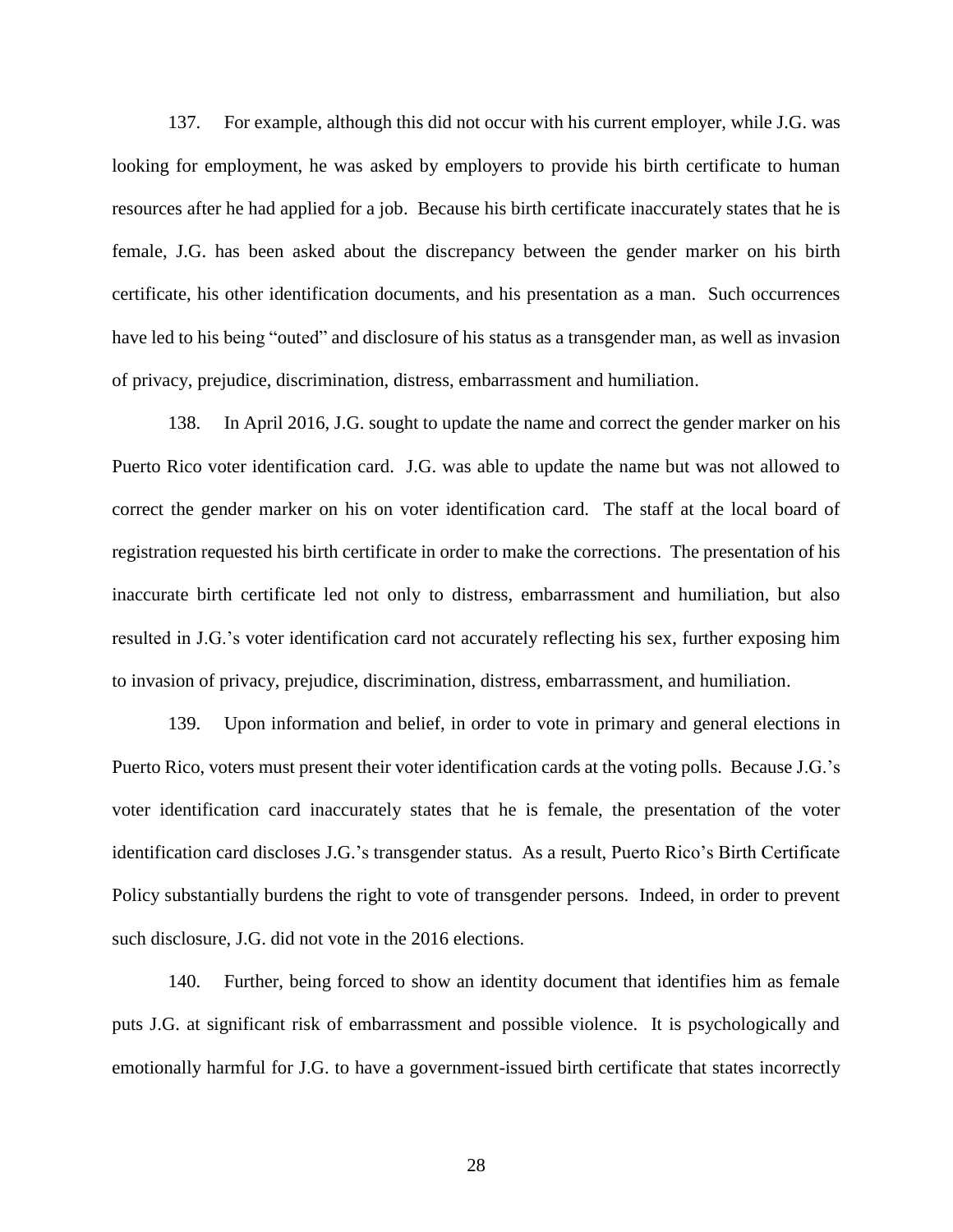137. For example, although this did not occur with his current employer, while J.G. was looking for employment, he was asked by employers to provide his birth certificate to human resources after he had applied for a job. Because his birth certificate inaccurately states that he is female, J.G. has been asked about the discrepancy between the gender marker on his birth certificate, his other identification documents, and his presentation as a man. Such occurrences have led to his being "outed" and disclosure of his status as a transgender man, as well as invasion of privacy, prejudice, discrimination, distress, embarrassment and humiliation.

138. In April 2016, J.G. sought to update the name and correct the gender marker on his Puerto Rico voter identification card. J.G. was able to update the name but was not allowed to correct the gender marker on his on voter identification card. The staff at the local board of registration requested his birth certificate in order to make the corrections. The presentation of his inaccurate birth certificate led not only to distress, embarrassment and humiliation, but also resulted in J.G.'s voter identification card not accurately reflecting his sex, further exposing him to invasion of privacy, prejudice, discrimination, distress, embarrassment, and humiliation.

139. Upon information and belief, in order to vote in primary and general elections in Puerto Rico, voters must present their voter identification cards at the voting polls. Because J.G.'s voter identification card inaccurately states that he is female, the presentation of the voter identification card discloses J.G.'s transgender status. As a result, Puerto Rico's Birth Certificate Policy substantially burdens the right to vote of transgender persons. Indeed, in order to prevent such disclosure, J.G. did not vote in the 2016 elections.

140. Further, being forced to show an identity document that identifies him as female puts J.G. at significant risk of embarrassment and possible violence. It is psychologically and emotionally harmful for J.G. to have a government-issued birth certificate that states incorrectly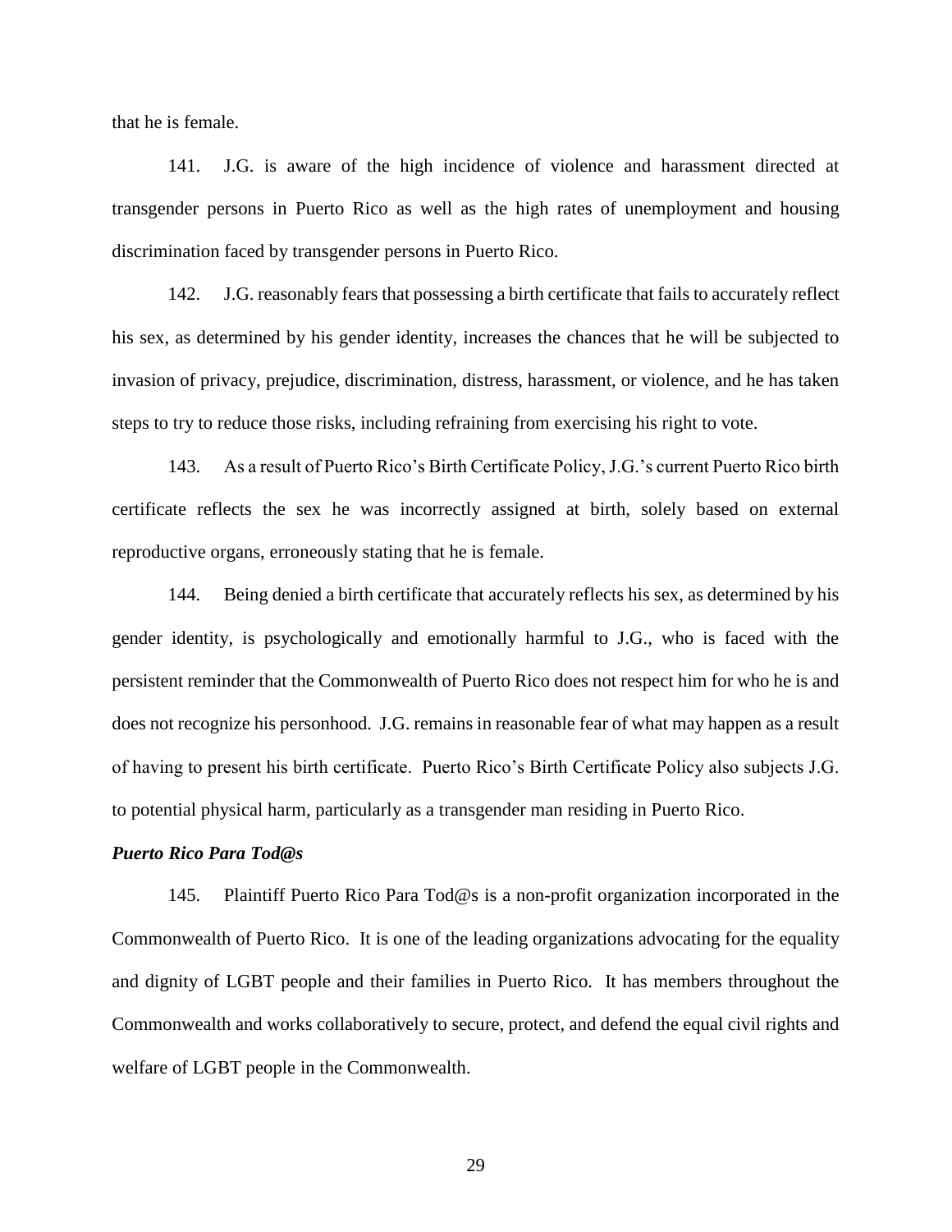that he is female.

141. J.G. is aware of the high incidence of violence and harassment directed at transgender persons in Puerto Rico as well as the high rates of unemployment and housing discrimination faced by transgender persons in Puerto Rico.

142. J.G. reasonably fears that possessing a birth certificate that fails to accurately reflect his sex, as determined by his gender identity, increases the chances that he will be subjected to invasion of privacy, prejudice, discrimination, distress, harassment, or violence, and he has taken steps to try to reduce those risks, including refraining from exercising his right to vote.

143. As a result of Puerto Rico's Birth Certificate Policy, J.G.'s current Puerto Rico birth certificate reflects the sex he was incorrectly assigned at birth, solely based on external reproductive organs, erroneously stating that he is female.

144. Being denied a birth certificate that accurately reflects his sex, as determined by his gender identity, is psychologically and emotionally harmful to J.G., who is faced with the persistent reminder that the Commonwealth of Puerto Rico does not respect him for who he is and does not recognize his personhood. J.G. remains in reasonable fear of what may happen as a result of having to present his birth certificate. Puerto Rico's Birth Certificate Policy also subjects J.G. to potential physical harm, particularly as a transgender man residing in Puerto Rico.

***Puerto Rico Para Tod@s***

145. Plaintiff Puerto Rico Para Tod@s is a non-profit organization incorporated in the Commonwealth of Puerto Rico. It is one of the leading organizations advocating for the equality and dignity of LGBT people and their families in Puerto Rico. It has members throughout the Commonwealth and works collaboratively to secure, protect, and defend the equal civil rights and welfare of LGBT people in the Commonwealth.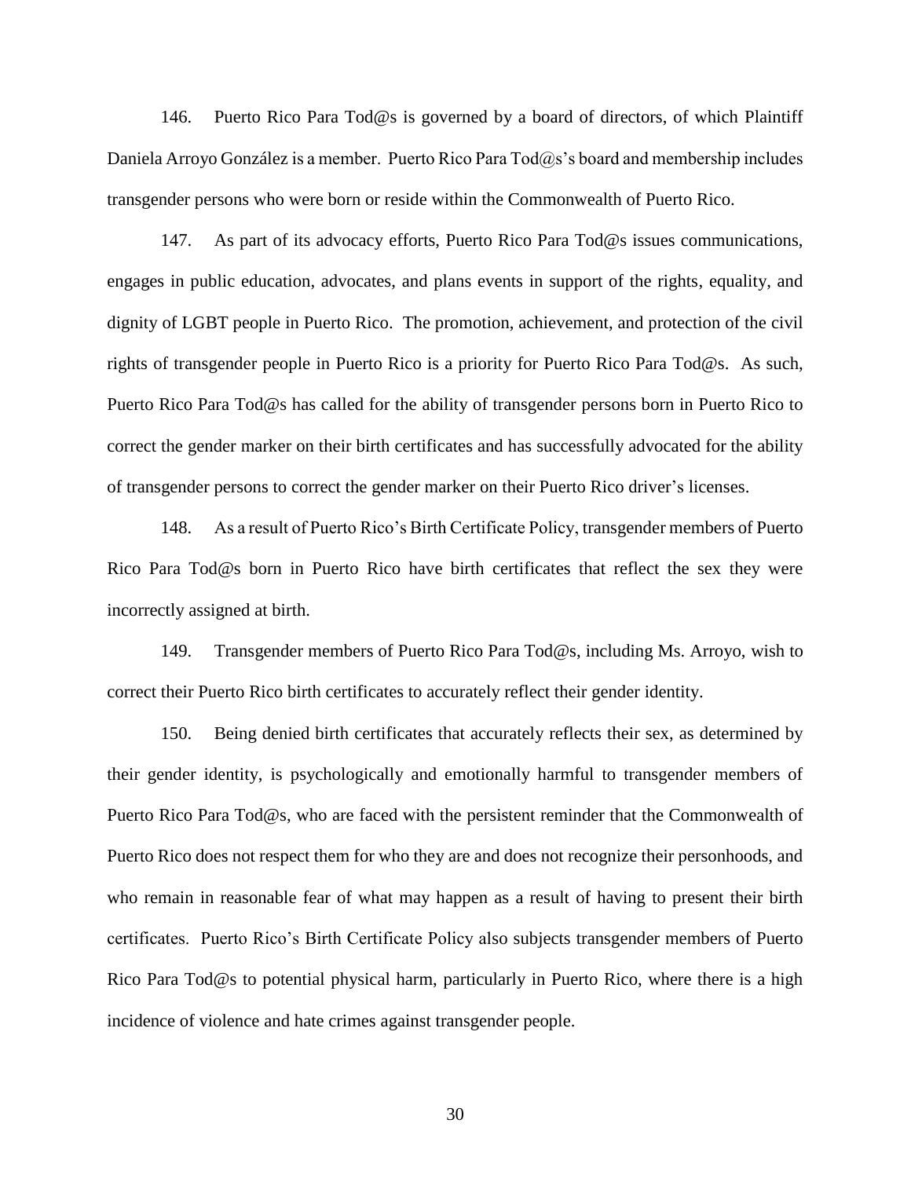146. Puerto Rico Para Tod@s is governed by a board of directors, of which Plaintiff Daniela Arroyo González is a member. Puerto Rico Para Tod@s's board and membership includes transgender persons who were born or reside within the Commonwealth of Puerto Rico.

147. As part of its advocacy efforts, Puerto Rico Para Tod@s issues communications, engages in public education, advocates, and plans events in support of the rights, equality, and dignity of LGBT people in Puerto Rico. The promotion, achievement, and protection of the civil rights of transgender people in Puerto Rico is a priority for Puerto Rico Para Tod@s. As such, Puerto Rico Para Tod@s has called for the ability of transgender persons born in Puerto Rico to correct the gender marker on their birth certificates and has successfully advocated for the ability of transgender persons to correct the gender marker on their Puerto Rico driver's licenses.

148. As a result of Puerto Rico's Birth Certificate Policy, transgender members of Puerto Rico Para Tod@s born in Puerto Rico have birth certificates that reflect the sex they were incorrectly assigned at birth.

149. Transgender members of Puerto Rico Para Tod@s, including Ms. Arroyo, wish to correct their Puerto Rico birth certificates to accurately reflect their gender identity.

150. Being denied birth certificates that accurately reflects their sex, as determined by their gender identity, is psychologically and emotionally harmful to transgender members of Puerto Rico Para Tod@s, who are faced with the persistent reminder that the Commonwealth of Puerto Rico does not respect them for who they are and does not recognize their personhoods, and who remain in reasonable fear of what may happen as a result of having to present their birth certificates. Puerto Rico's Birth Certificate Policy also subjects transgender members of Puerto Rico Para Tod@s to potential physical harm, particularly in Puerto Rico, where there is a high incidence of violence and hate crimes against transgender people.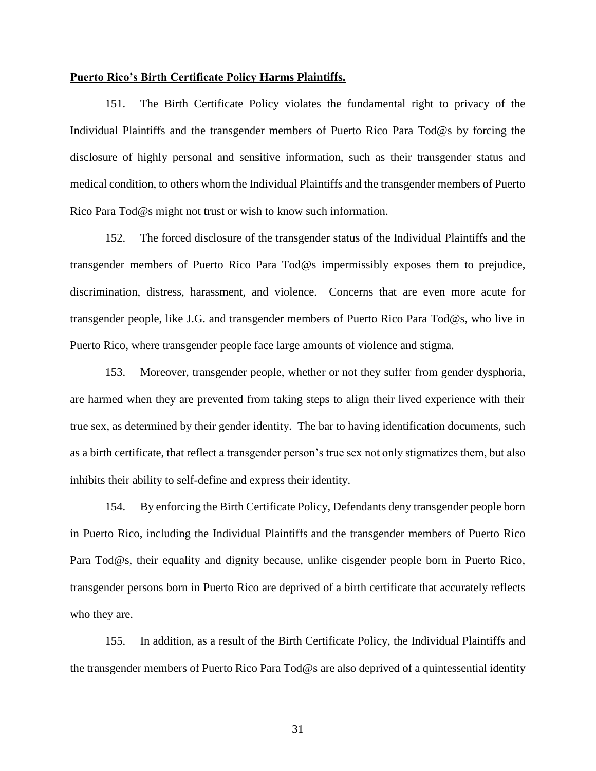**Puerto Rico's Birth Certificate Policy Harms Plaintiffs.**

151. The Birth Certificate Policy violates the fundamental right to privacy of the Individual Plaintiffs and the transgender members of Puerto Rico Para Tod@s by forcing the disclosure of highly personal and sensitive information, such as their transgender status and medical condition, to others whom the Individual Plaintiffs and the transgender members of Puerto Rico Para Tod@s might not trust or wish to know such information.

152. The forced disclosure of the transgender status of the Individual Plaintiffs and the transgender members of Puerto Rico Para Tod@s impermissibly exposes them to prejudice, discrimination, distress, harassment, and violence. Concerns that are even more acute for transgender people, like J.G. and transgender members of Puerto Rico Para Tod@s, who live in Puerto Rico, where transgender people face large amounts of violence and stigma.

153. Moreover, transgender people, whether or not they suffer from gender dysphoria, are harmed when they are prevented from taking steps to align their lived experience with their true sex, as determined by their gender identity. The bar to having identification documents, such as a birth certificate, that reflect a transgender person's true sex not only stigmatizes them, but also inhibits their ability to self-define and express their identity.

154. By enforcing the Birth Certificate Policy, Defendants deny transgender people born in Puerto Rico, including the Individual Plaintiffs and the transgender members of Puerto Rico Para Tod@s, their equality and dignity because, unlike cisgender people born in Puerto Rico, transgender persons born in Puerto Rico are deprived of a birth certificate that accurately reflects who they are.

155. In addition, as a result of the Birth Certificate Policy, the Individual Plaintiffs and the transgender members of Puerto Rico Para Tod@s are also deprived of a quintessential identity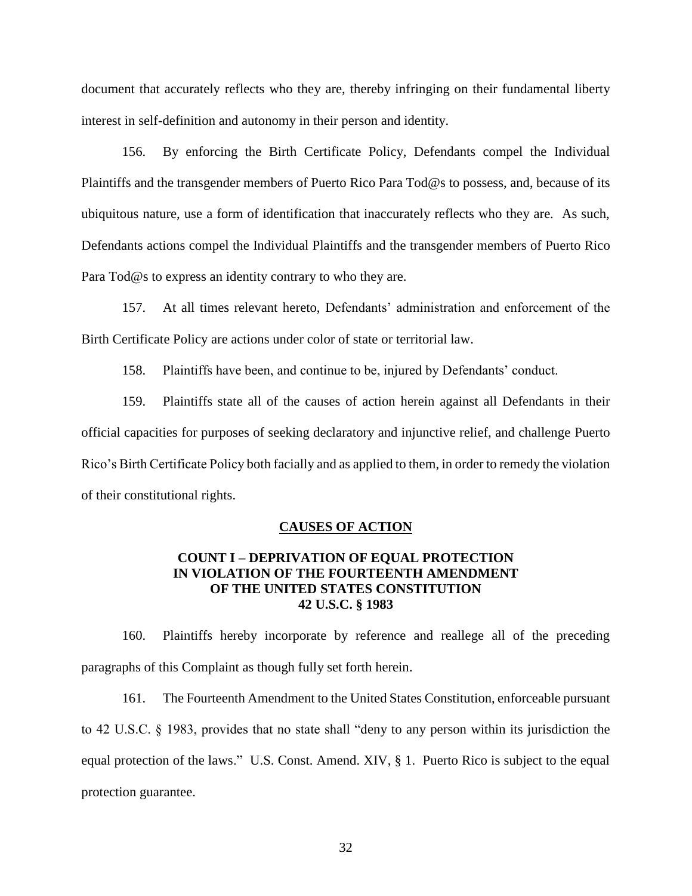document that accurately reflects who they are, thereby infringing on their fundamental liberty interest in self-definition and autonomy in their person and identity.

156. By enforcing the Birth Certificate Policy, Defendants compel the Individual Plaintiffs and the transgender members of Puerto Rico Para Tod@s to possess, and, because of its ubiquitous nature, use a form of identification that inaccurately reflects who they are. As such, Defendants actions compel the Individual Plaintiffs and the transgender members of Puerto Rico Para Tod@s to express an identity contrary to who they are.

157. At all times relevant hereto, Defendants' administration and enforcement of the Birth Certificate Policy are actions under color of state or territorial law.

158. Plaintiffs have been, and continue to be, injured by Defendants' conduct.

159. Plaintiffs state all of the causes of action herein against all Defendants in their official capacities for purposes of seeking declaratory and injunctive relief, and challenge Puerto Rico's Birth Certificate Policy both facially and as applied to them, in order to remedy the violation of their constitutional rights.

## CAUSES OF ACTION

### COUNT I – DEPRIVATION OF EQUAL PROTECTION IN VIOLATION OF THE FOURTEENTH AMENDMENT OF THE UNITED STATES CONSTITUTION 42 U.S.C. § 1983

160. Plaintiffs hereby incorporate by reference and reallege all of the preceding paragraphs of this Complaint as though fully set forth herein.

161. The Fourteenth Amendment to the United States Constitution, enforceable pursuant to 42 U.S.C. § 1983, provides that no state shall "deny to any person within its jurisdiction the equal protection of the laws." U.S. Const. Amend. XIV, § 1. Puerto Rico is subject to the equal protection guarantee.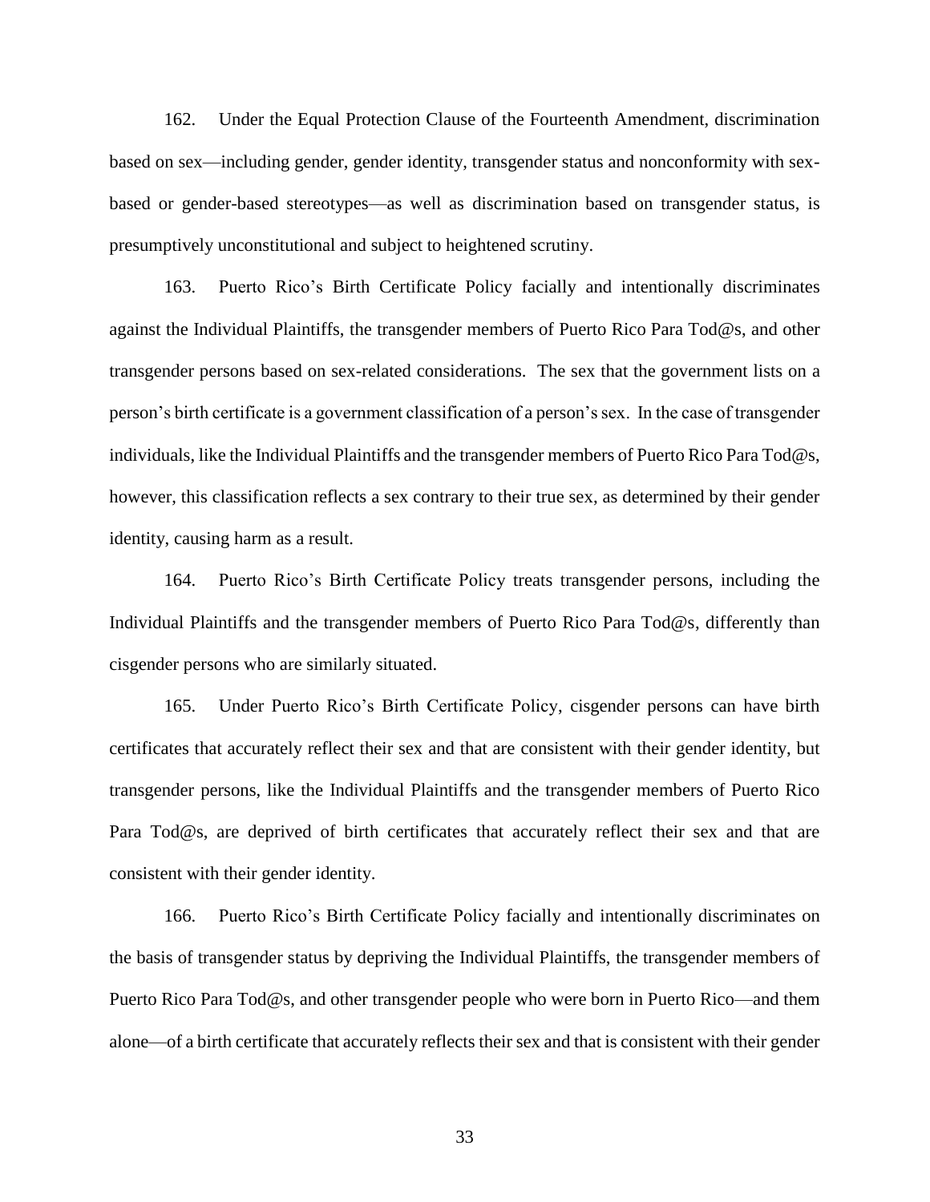162. Under the Equal Protection Clause of the Fourteenth Amendment, discrimination based on sex—including gender, gender identity, transgender status and nonconformity with sex-based or gender-based stereotypes—as well as discrimination based on transgender status, is presumptively unconstitutional and subject to heightened scrutiny.

163. Puerto Rico's Birth Certificate Policy facially and intentionally discriminates against the Individual Plaintiffs, the transgender members of Puerto Rico Para Tod@s, and other transgender persons based on sex-related considerations. The sex that the government lists on a person's birth certificate is a government classification of a person's sex. In the case of transgender individuals, like the Individual Plaintiffs and the transgender members of Puerto Rico Para Tod@s, however, this classification reflects a sex contrary to their true sex, as determined by their gender identity, causing harm as a result.

164. Puerto Rico's Birth Certificate Policy treats transgender persons, including the Individual Plaintiffs and the transgender members of Puerto Rico Para Tod@s, differently than cisgender persons who are similarly situated.

165. Under Puerto Rico's Birth Certificate Policy, cisgender persons can have birth certificates that accurately reflect their sex and that are consistent with their gender identity, but transgender persons, like the Individual Plaintiffs and the transgender members of Puerto Rico Para Tod@s, are deprived of birth certificates that accurately reflect their sex and that are consistent with their gender identity.

166. Puerto Rico's Birth Certificate Policy facially and intentionally discriminates on the basis of transgender status by depriving the Individual Plaintiffs, the transgender members of Puerto Rico Para Tod@s, and other transgender people who were born in Puerto Rico—and them alone—of a birth certificate that accurately reflects their sex and that is consistent with their gender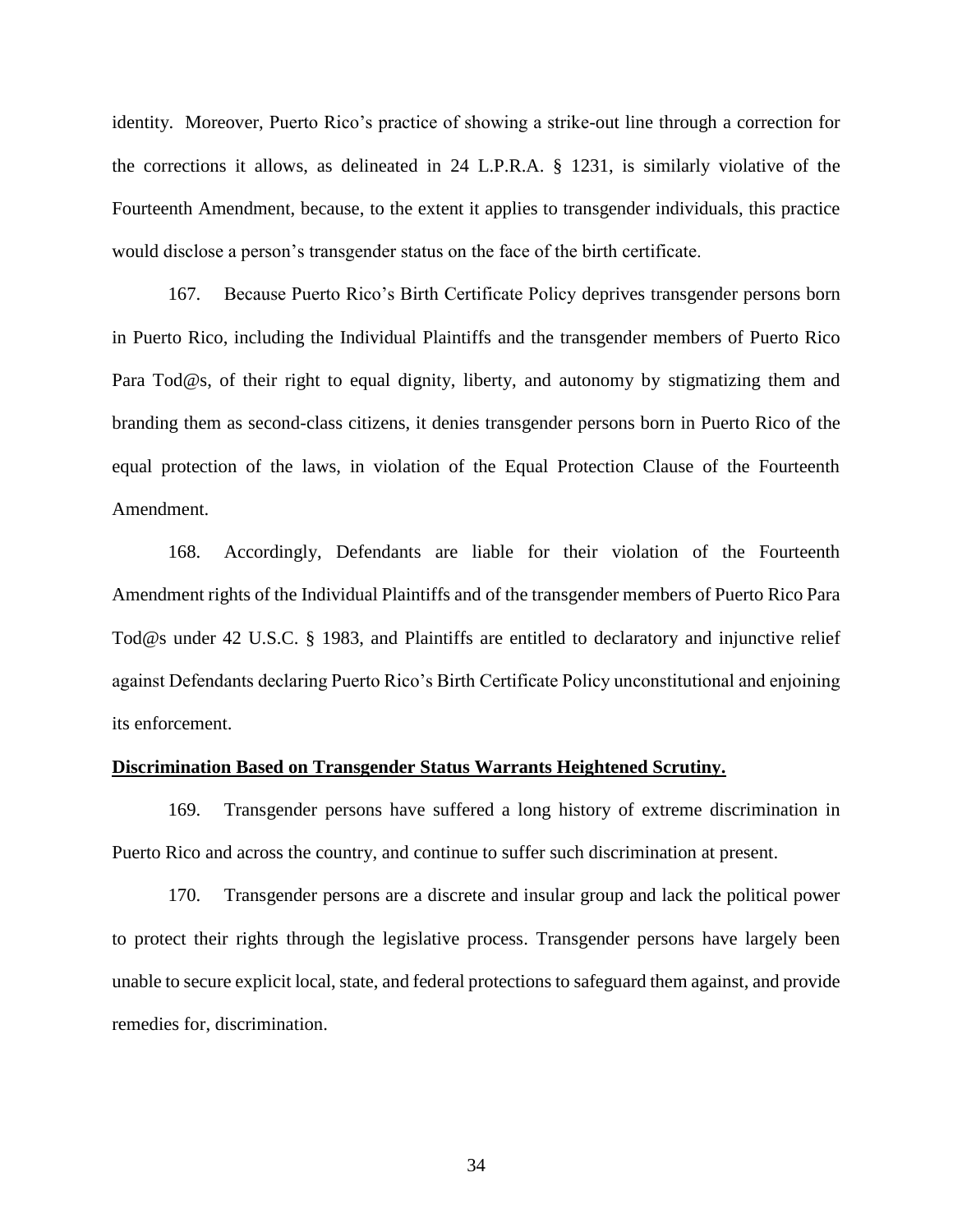identity. Moreover, Puerto Rico's practice of showing a strike-out line through a correction for the corrections it allows, as delineated in 24 L.P.R.A. § 1231, is similarly violative of the Fourteenth Amendment, because, to the extent it applies to transgender individuals, this practice would disclose a person's transgender status on the face of the birth certificate.

167. Because Puerto Rico's Birth Certificate Policy deprives transgender persons born in Puerto Rico, including the Individual Plaintiffs and the transgender members of Puerto Rico Para Tod@s, of their right to equal dignity, liberty, and autonomy by stigmatizing them and branding them as second-class citizens, it denies transgender persons born in Puerto Rico of the equal protection of the laws, in violation of the Equal Protection Clause of the Fourteenth Amendment.

168. Accordingly, Defendants are liable for their violation of the Fourteenth Amendment rights of the Individual Plaintiffs and of the transgender members of Puerto Rico Para Tod@s under 42 U.S.C. § 1983, and Plaintiffs are entitled to declaratory and injunctive relief against Defendants declaring Puerto Rico's Birth Certificate Policy unconstitutional and enjoining its enforcement.

**Discrimination Based on Transgender Status Warrants Heightened Scrutiny.**

169. Transgender persons have suffered a long history of extreme discrimination in Puerto Rico and across the country, and continue to suffer such discrimination at present.

170. Transgender persons are a discrete and insular group and lack the political power to protect their rights through the legislative process. Transgender persons have largely been unable to secure explicit local, state, and federal protections to safeguard them against, and provide remedies for, discrimination.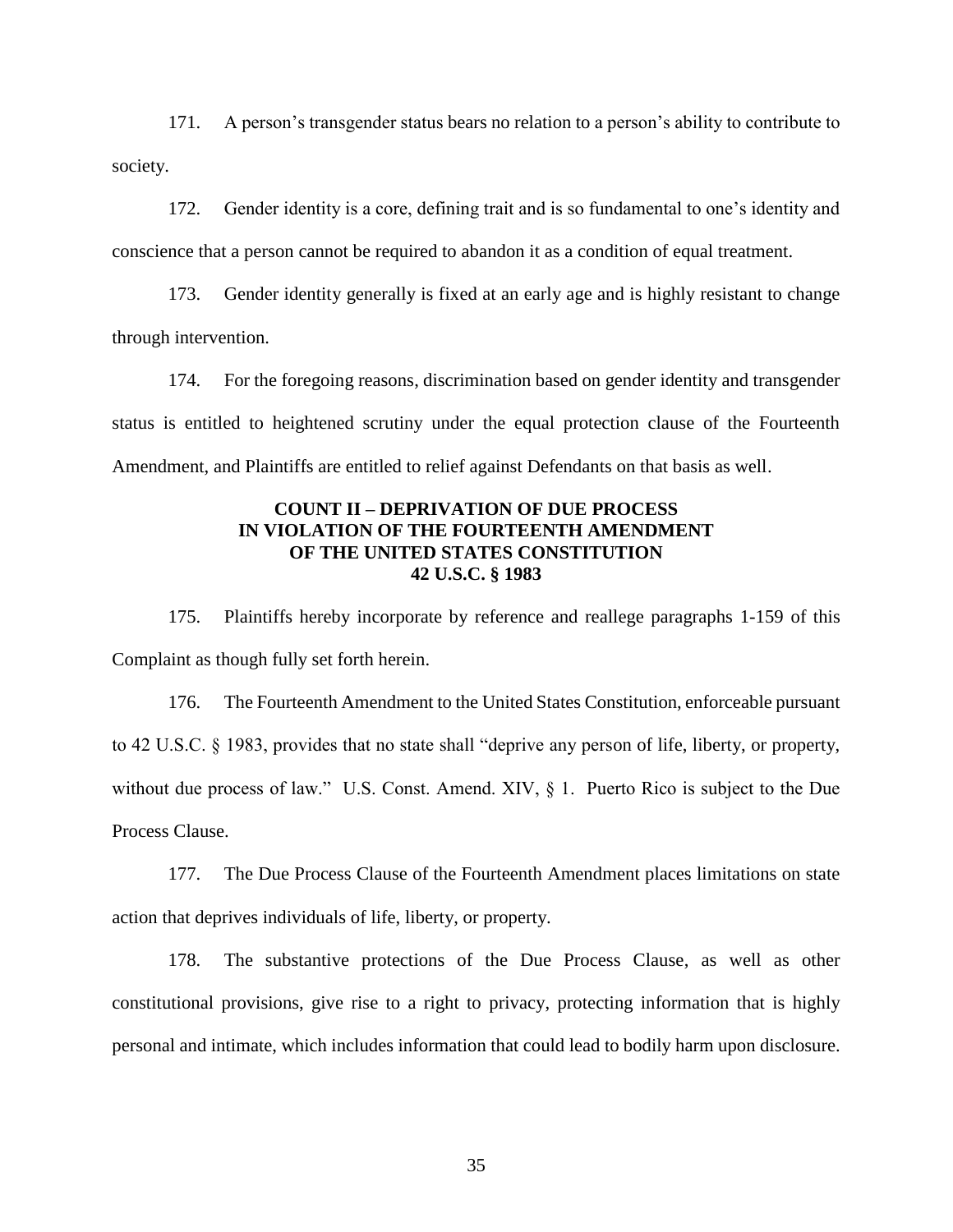171. A person's transgender status bears no relation to a person's ability to contribute to society.

172. Gender identity is a core, defining trait and is so fundamental to one's identity and conscience that a person cannot be required to abandon it as a condition of equal treatment.

173. Gender identity generally is fixed at an early age and is highly resistant to change through intervention.

174. For the foregoing reasons, discrimination based on gender identity and transgender status is entitled to heightened scrutiny under the equal protection clause of the Fourteenth Amendment, and Plaintiffs are entitled to relief against Defendants on that basis as well.

**COUNT II – DEPRIVATION OF DUE PROCESS IN VIOLATION OF THE FOURTEENTH AMENDMENT OF THE UNITED STATES CONSTITUTION 42 U.S.C. § 1983**

175. Plaintiffs hereby incorporate by reference and reallege paragraphs 1-159 of this Complaint as though fully set forth herein.

176. The Fourteenth Amendment to the United States Constitution, enforceable pursuant to 42 U.S.C. § 1983, provides that no state shall "deprive any person of life, liberty, or property, without due process of law." U.S. Const. Amend. XIV, § 1. Puerto Rico is subject to the Due Process Clause.

177. The Due Process Clause of the Fourteenth Amendment places limitations on state action that deprives individuals of life, liberty, or property.

178. The substantive protections of the Due Process Clause, as well as other constitutional provisions, give rise to a right to privacy, protecting information that is highly personal and intimate, which includes information that could lead to bodily harm upon disclosure.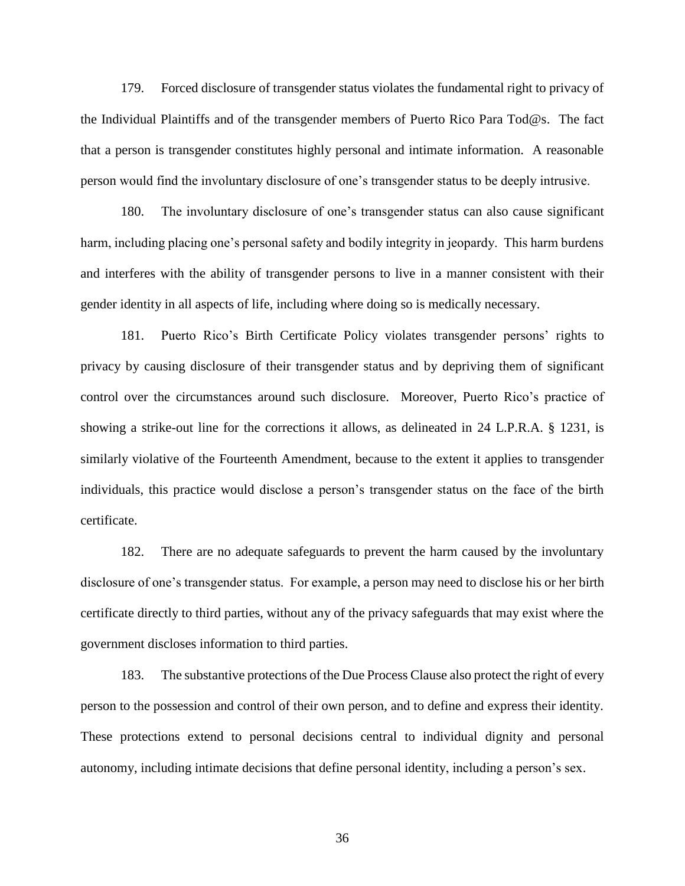179. Forced disclosure of transgender status violates the fundamental right to privacy of the Individual Plaintiffs and of the transgender members of Puerto Rico Para Tod@s. The fact that a person is transgender constitutes highly personal and intimate information. A reasonable person would find the involuntary disclosure of one's transgender status to be deeply intrusive.

180. The involuntary disclosure of one's transgender status can also cause significant harm, including placing one's personal safety and bodily integrity in jeopardy. This harm burdens and interferes with the ability of transgender persons to live in a manner consistent with their gender identity in all aspects of life, including where doing so is medically necessary.

181. Puerto Rico's Birth Certificate Policy violates transgender persons' rights to privacy by causing disclosure of their transgender status and by depriving them of significant control over the circumstances around such disclosure. Moreover, Puerto Rico's practice of showing a strike-out line for the corrections it allows, as delineated in 24 L.P.R.A. § 1231, is similarly violative of the Fourteenth Amendment, because to the extent it applies to transgender individuals, this practice would disclose a person's transgender status on the face of the birth certificate.

182. There are no adequate safeguards to prevent the harm caused by the involuntary disclosure of one's transgender status. For example, a person may need to disclose his or her birth certificate directly to third parties, without any of the privacy safeguards that may exist where the government discloses information to third parties.

183. The substantive protections of the Due Process Clause also protect the right of every person to the possession and control of their own person, and to define and express their identity. These protections extend to personal decisions central to individual dignity and personal autonomy, including intimate decisions that define personal identity, including a person's sex.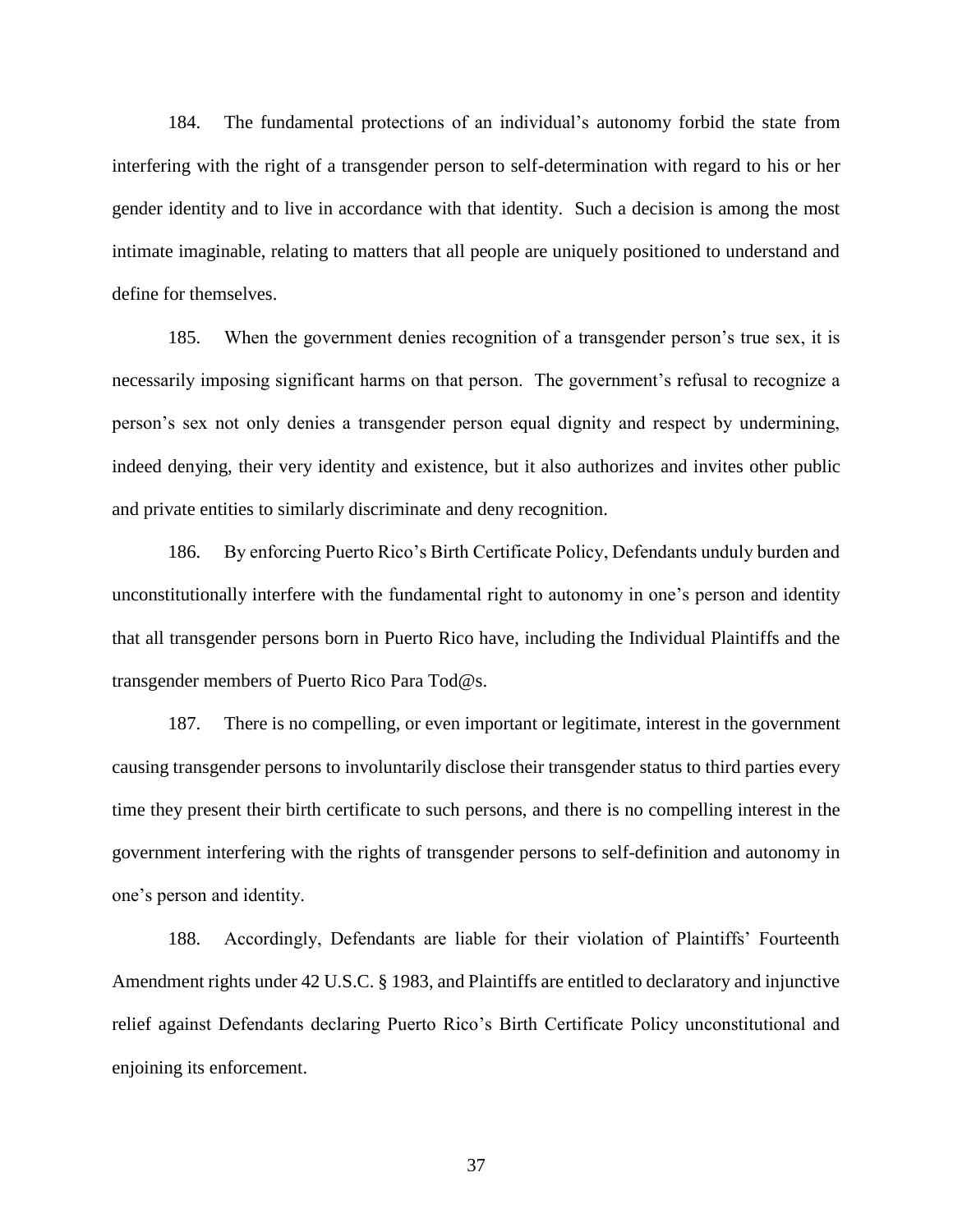184. The fundamental protections of an individual's autonomy forbid the state from interfering with the right of a transgender person to self-determination with regard to his or her gender identity and to live in accordance with that identity. Such a decision is among the most intimate imaginable, relating to matters that all people are uniquely positioned to understand and define for themselves.

185. When the government denies recognition of a transgender person's true sex, it is necessarily imposing significant harms on that person. The government's refusal to recognize a person's sex not only denies a transgender person equal dignity and respect by undermining, indeed denying, their very identity and existence, but it also authorizes and invites other public and private entities to similarly discriminate and deny recognition.

186. By enforcing Puerto Rico's Birth Certificate Policy, Defendants unduly burden and unconstitutionally interfere with the fundamental right to autonomy in one's person and identity that all transgender persons born in Puerto Rico have, including the Individual Plaintiffs and the transgender members of Puerto Rico Para Tod@s.

187. There is no compelling, or even important or legitimate, interest in the government causing transgender persons to involuntarily disclose their transgender status to third parties every time they present their birth certificate to such persons, and there is no compelling interest in the government interfering with the rights of transgender persons to self-definition and autonomy in one's person and identity.

188. Accordingly, Defendants are liable for their violation of Plaintiffs' Fourteenth Amendment rights under 42 U.S.C. § 1983, and Plaintiffs are entitled to declaratory and injunctive relief against Defendants declaring Puerto Rico's Birth Certificate Policy unconstitutional and enjoining its enforcement.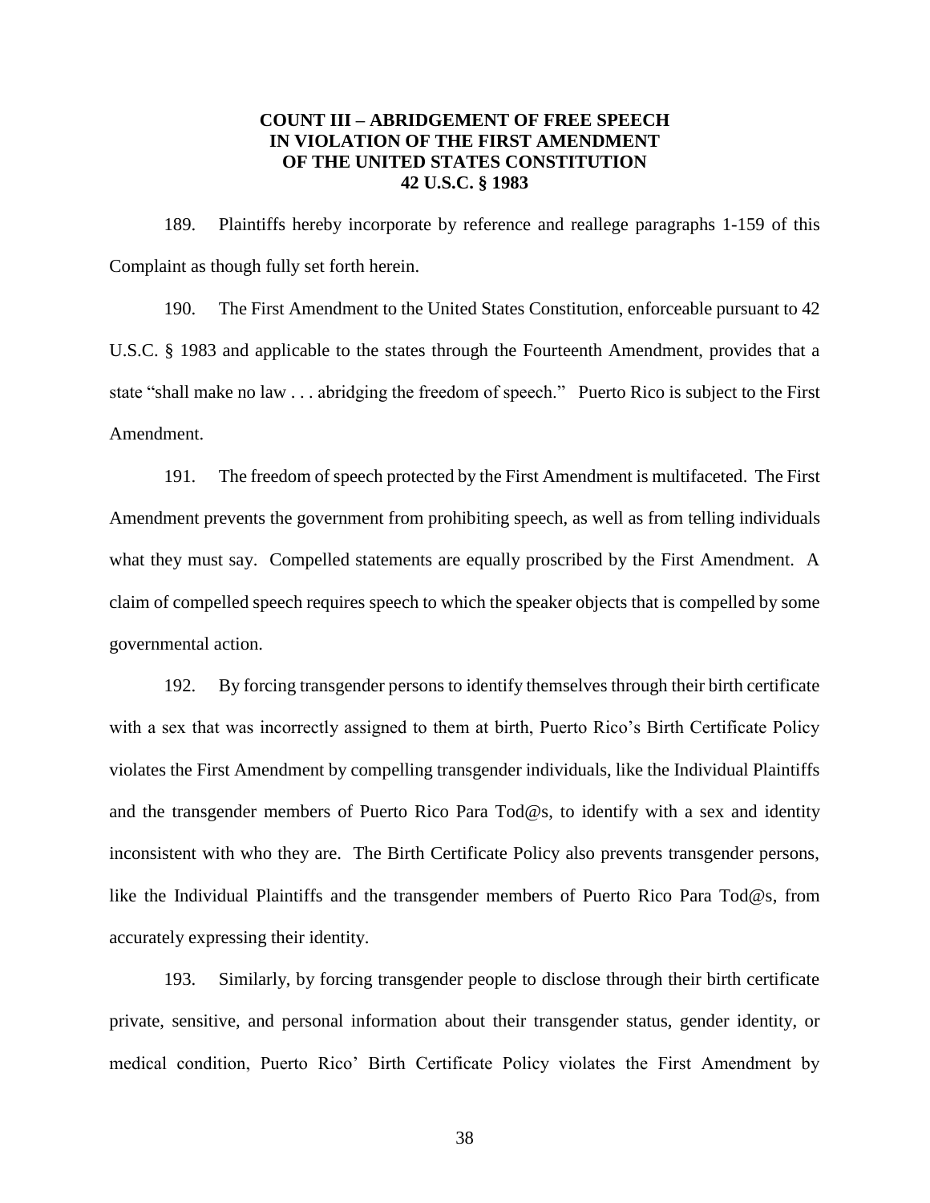**COUNT III – ABRIDGEMENT OF FREE SPEECH IN VIOLATION OF THE FIRST AMENDMENT OF THE UNITED STATES CONSTITUTION 42 U.S.C. § 1983**

189. Plaintiffs hereby incorporate by reference and reallege paragraphs 1-159 of this Complaint as though fully set forth herein.

190. The First Amendment to the United States Constitution, enforceable pursuant to 42 U.S.C. § 1983 and applicable to the states through the Fourteenth Amendment, provides that a state "shall make no law . . . abridging the freedom of speech." Puerto Rico is subject to the First Amendment.

191. The freedom of speech protected by the First Amendment is multifaceted. The First Amendment prevents the government from prohibiting speech, as well as from telling individuals what they must say. Compelled statements are equally proscribed by the First Amendment. A claim of compelled speech requires speech to which the speaker objects that is compelled by some governmental action.

192. By forcing transgender persons to identify themselves through their birth certificate with a sex that was incorrectly assigned to them at birth, Puerto Rico's Birth Certificate Policy violates the First Amendment by compelling transgender individuals, like the Individual Plaintiffs and the transgender members of Puerto Rico Para Tod@s, to identify with a sex and identity inconsistent with who they are. The Birth Certificate Policy also prevents transgender persons, like the Individual Plaintiffs and the transgender members of Puerto Rico Para Tod@s, from accurately expressing their identity.

193. Similarly, by forcing transgender people to disclose through their birth certificate private, sensitive, and personal information about their transgender status, gender identity, or medical condition, Puerto Rico' Birth Certificate Policy violates the First Amendment by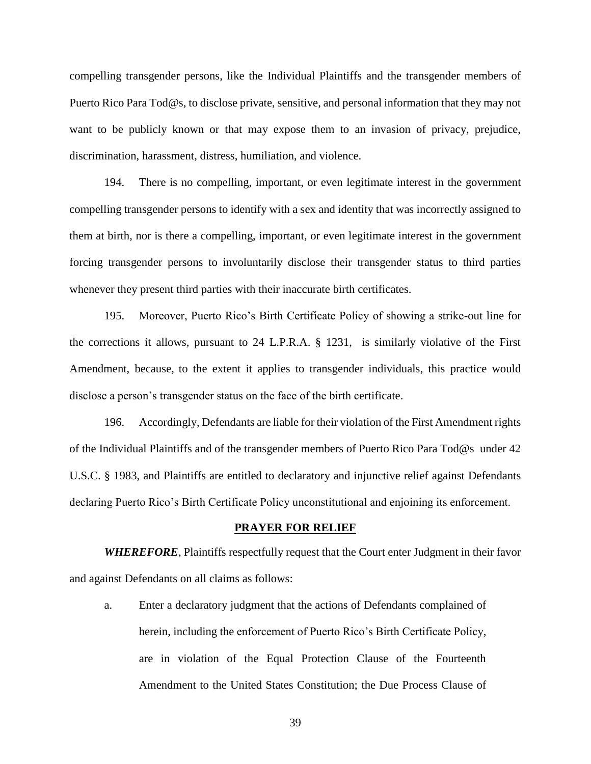compelling transgender persons, like the Individual Plaintiffs and the transgender members of Puerto Rico Para Tod@s, to disclose private, sensitive, and personal information that they may not want to be publicly known or that may expose them to an invasion of privacy, prejudice, discrimination, harassment, distress, humiliation, and violence.

194. There is no compelling, important, or even legitimate interest in the government compelling transgender persons to identify with a sex and identity that was incorrectly assigned to them at birth, nor is there a compelling, important, or even legitimate interest in the government forcing transgender persons to involuntarily disclose their transgender status to third parties whenever they present third parties with their inaccurate birth certificates.

195. Moreover, Puerto Rico's Birth Certificate Policy of showing a strike-out line for the corrections it allows, pursuant to 24 L.P.R.A. § 1231, is similarly violative of the First Amendment, because, to the extent it applies to transgender individuals, this practice would disclose a person's transgender status on the face of the birth certificate.

196. Accordingly, Defendants are liable for their violation of the First Amendment rights of the Individual Plaintiffs and of the transgender members of Puerto Rico Para Tod@s under 42 U.S.C. § 1983, and Plaintiffs are entitled to declaratory and injunctive relief against Defendants declaring Puerto Rico's Birth Certificate Policy unconstitutional and enjoining its enforcement.

## PRAYER FOR RELIEF

***WHEREFORE***, Plaintiffs respectfully request that the Court enter Judgment in their favor and against Defendants on all claims as follows:

a. Enter a declaratory judgment that the actions of Defendants complained of herein, including the enforcement of Puerto Rico's Birth Certificate Policy, are in violation of the Equal Protection Clause of the Fourteenth Amendment to the United States Constitution; the Due Process Clause of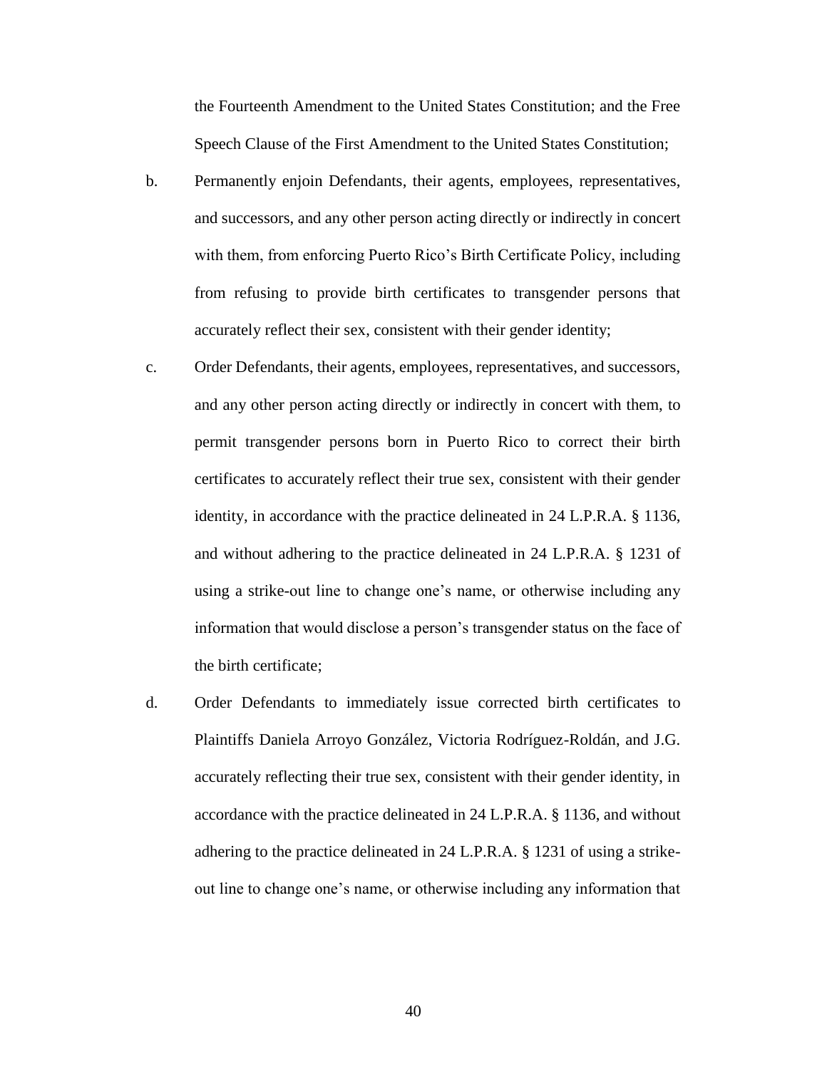the Fourteenth Amendment to the United States Constitution; and the Free Speech Clause of the First Amendment to the United States Constitution;

b. Permanently enjoin Defendants, their agents, employees, representatives, and successors, and any other person acting directly or indirectly in concert with them, from enforcing Puerto Rico's Birth Certificate Policy, including from refusing to provide birth certificates to transgender persons that accurately reflect their sex, consistent with their gender identity;

c. Order Defendants, their agents, employees, representatives, and successors, and any other person acting directly or indirectly in concert with them, to permit transgender persons born in Puerto Rico to correct their birth certificates to accurately reflect their true sex, consistent with their gender identity, in accordance with the practice delineated in 24 L.P.R.A. § 1136, and without adhering to the practice delineated in 24 L.P.R.A. § 1231 of using a strike-out line to change one's name, or otherwise including any information that would disclose a person's transgender status on the face of the birth certificate;

d. Order Defendants to immediately issue corrected birth certificates to Plaintiffs Daniela Arroyo González, Victoria Rodríguez-Roldán, and J.G. accurately reflecting their true sex, consistent with their gender identity, in accordance with the practice delineated in 24 L.P.R.A. § 1136, and without adhering to the practice delineated in 24 L.P.R.A. § 1231 of using a strike-out line to change one's name, or otherwise including any information that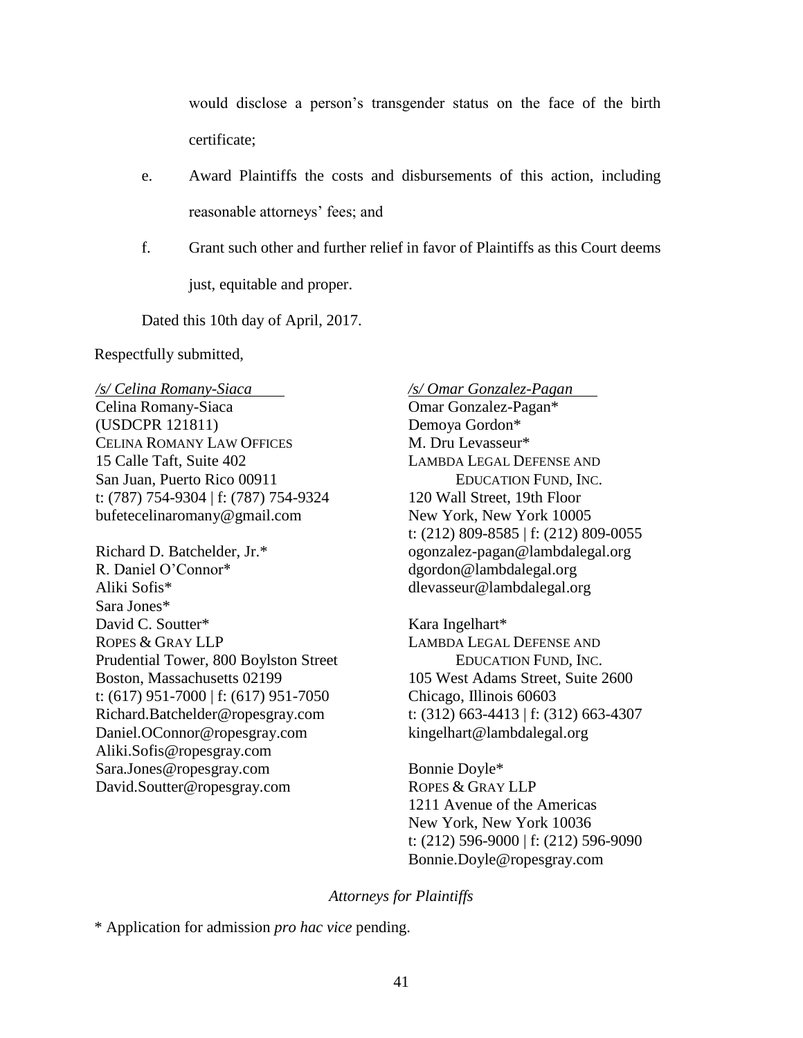would disclose a person's transgender status on the face of the birth certificate;

e. Award Plaintiffs the costs and disbursements of this action, including reasonable attorneys' fees; and

f. Grant such other and further relief in favor of Plaintiffs as this Court deems just, equitable and proper.

Dated this 10th day of April, 2017.

Respectfully submitted,

*/s/ Celina Romany-Siaca*
Celina Romany-Siaca
(USDCPR 121811)
CELINA ROMANY LAW OFFICES
15 Calle Taft, Suite 402
San Juan, Puerto Rico 00911
t: (787) 754-9304 | f: (787) 754-9324
bufetecelinaromany@gmail.com

Richard D. Batchelder, Jr.*
R. Daniel O'Connor*
Aliki Sofis*
Sara Jones*
David C. Soutter*
ROPES & GRAY LLP
Prudential Tower, 800 Boylston Street
Boston, Massachusetts 02199
t: (617) 951-7000 | f: (617) 951-7050
Richard.Batchelder@ropesgray.com
Daniel.OConnor@ropesgray.com
Aliki.Sofis@ropesgray.com
Sara.Jones@ropesgray.com
David.Soutter@ropesgray.com

*/s/ Omar Gonzalez-Pagan*
Omar Gonzalez-Pagan*
Demoya Gordon*
M. Dru Levasseur*
LAMBDA LEGAL DEFENSE AND EDUCATION FUND, INC.
120 Wall Street, 19th Floor
New York, New York 10005
t: (212) 809-8585 | f: (212) 809-0055
ogonzalez-pagan@lambdalegal.org
dgordon@lambdalegal.org
dlevasseur@lambdalegal.org

Kara Ingelhart*
LAMBDA LEGAL DEFENSE AND EDUCATION FUND, INC.
105 West Adams Street, Suite 2600
Chicago, Illinois 60603
t: (312) 663-4413 | f: (312) 663-4307
kingelhart@lambdalegal.org

Bonnie Doyle*
ROPES & GRAY LLP
1211 Avenue of the Americas
New York, New York 10036
t: (212) 596-9000 | f: (212) 596-9090
Bonnie.Doyle@ropesgray.com

*Attorneys for Plaintiffs*

* Application for admission *pro hac vice* pending.